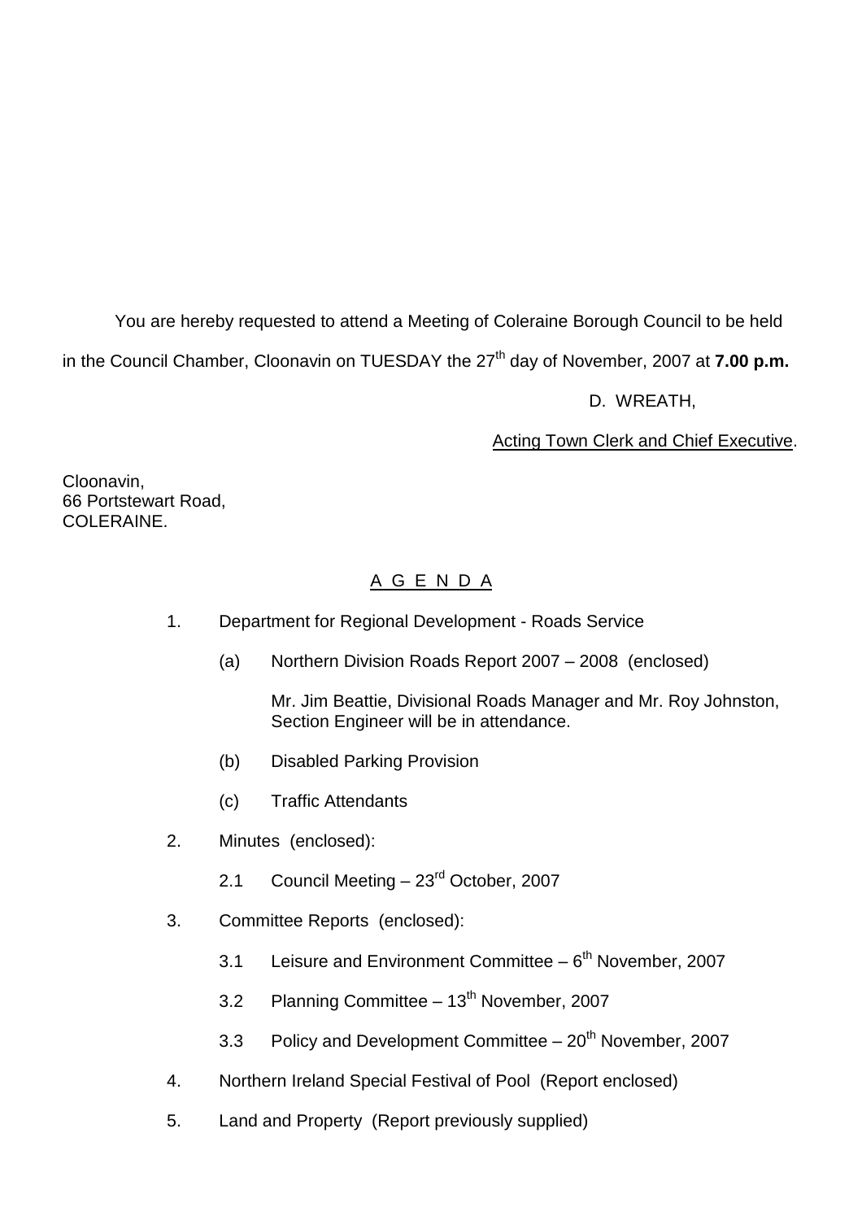You are hereby requested to attend a Meeting of Coleraine Borough Council to be held in the Council Chamber, Cloonavin on TUESDAY the 27th day of November, 2007 at **7.00 p.m.**

D. WREATH,

Acting Town Clerk and Chief Executive.

Cloonavin,
66 Portstewart Road,
COLERAINE.

## A G E N D A

1. Department for Regional Development - Roads Service

   (a) Northern Division Roads Report 2007 – 2008 (enclosed)

   Mr. Jim Beattie, Divisional Roads Manager and Mr. Roy Johnston, Section Engineer will be in attendance.

   (b) Disabled Parking Provision

   (c) Traffic Attendants

2. Minutes (enclosed):

   2.1 Council Meeting – 23rd October, 2007

3. Committee Reports (enclosed):

   3.1 Leisure and Environment Committee – 6th November, 2007

   3.2 Planning Committee – 13th November, 2007

   3.3 Policy and Development Committee – 20th November, 2007

4. Northern Ireland Special Festival of Pool (Report enclosed)

5. Land and Property (Report previously supplied)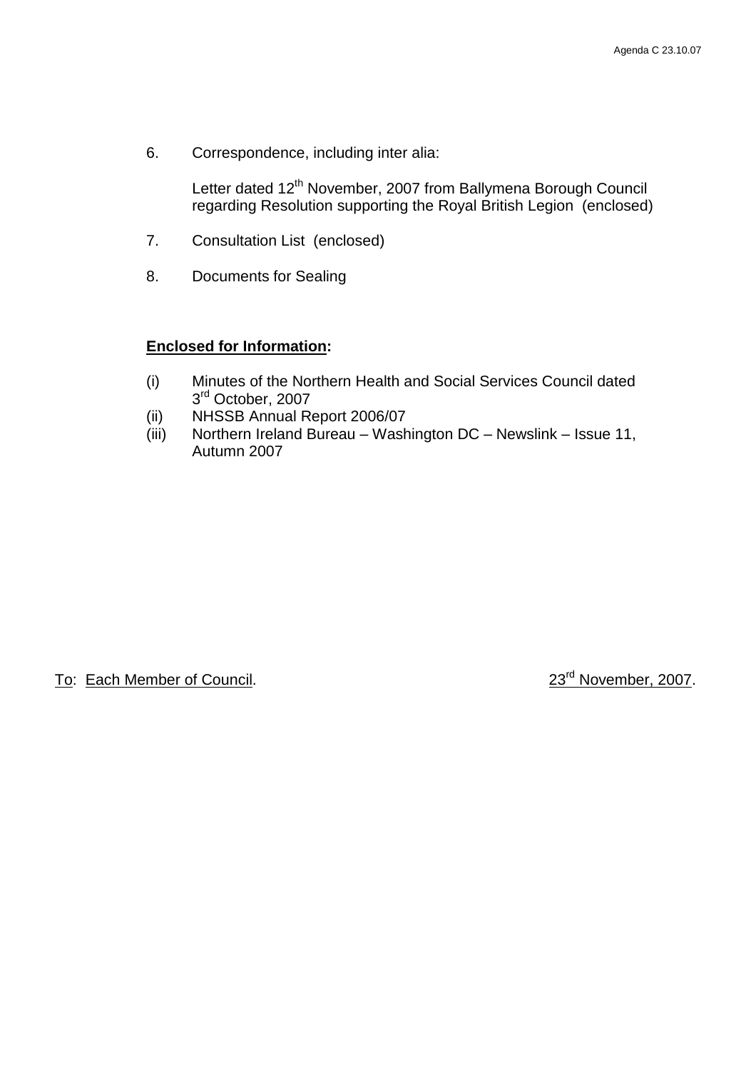6. Correspondence, including inter alia:

   Letter dated 12th November, 2007 from Ballymena Borough Council regarding Resolution supporting the Royal British Legion (enclosed)

7. Consultation List (enclosed)

8. Documents for Sealing

**Enclosed for Information:**

(i) Minutes of the Northern Health and Social Services Council dated 3rd October, 2007
(ii) NHSSB Annual Report 2006/07
(iii) Northern Ireland Bureau – Washington DC – Newslink – Issue 11, Autumn 2007

To: Each Member of Council. 23rd November, 2007.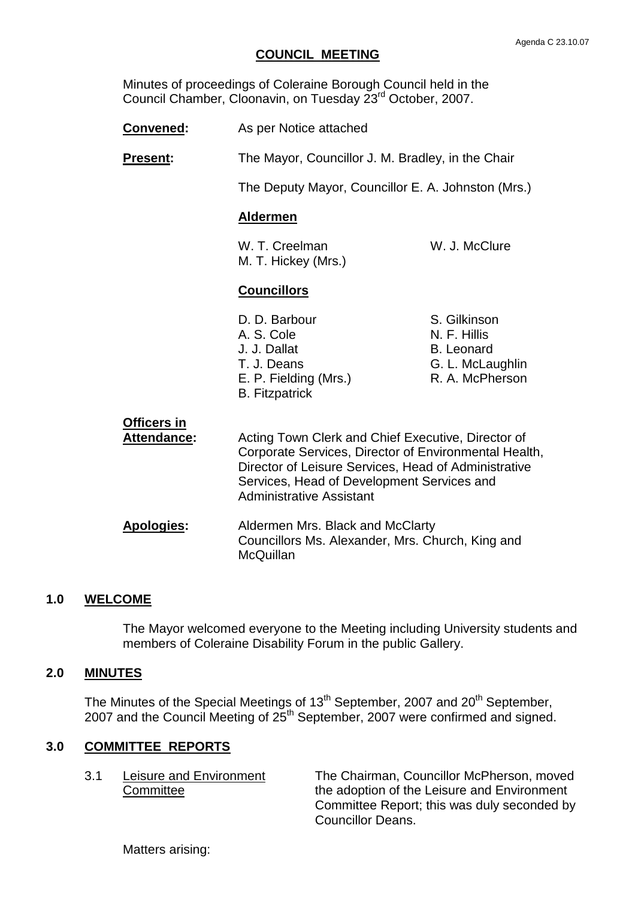Agenda C 23.10.07

# COUNCIL MEETING

Minutes of proceedings of Coleraine Borough Council held in the Council Chamber, Cloonavin, on Tuesday 23rd October, 2007.

**Convened:** As per Notice attached

**Present:** The Mayor, Councillor J. M. Bradley, in the Chair

The Deputy Mayor, Councillor E. A. Johnston (Mrs.)

**Aldermen**

W. T. Creelman
M. T. Hickey (Mrs.)
W. J. McClure

**Councillors**

D. D. Barbour
A. S. Cole
J. J. Dallat
T. J. Deans
E. P. Fielding (Mrs.)
B. Fitzpatrick
S. Gilkinson
N. F. Hillis
B. Leonard
G. L. McLaughlin
R. A. McPherson

**Officers in Attendance:** Acting Town Clerk and Chief Executive, Director of Corporate Services, Director of Environmental Health, Director of Leisure Services, Head of Administrative Services, Head of Development Services and Administrative Assistant

**Apologies:** Aldermen Mrs. Black and McClarty
Councillors Ms. Alexander, Mrs. Church, King and McQuillan

## 1.0 WELCOME

The Mayor welcomed everyone to the Meeting including University students and members of Coleraine Disability Forum in the public Gallery.

## 2.0 MINUTES

The Minutes of the Special Meetings of 13th September, 2007 and 20th September, 2007 and the Council Meeting of 25th September, 2007 were confirmed and signed.

## 3.0 COMMITTEE REPORTS

3.1 Leisure and Environment Committee

The Chairman, Councillor McPherson, moved the adoption of the Leisure and Environment Committee Report; this was duly seconded by Councillor Deans.

Matters arising: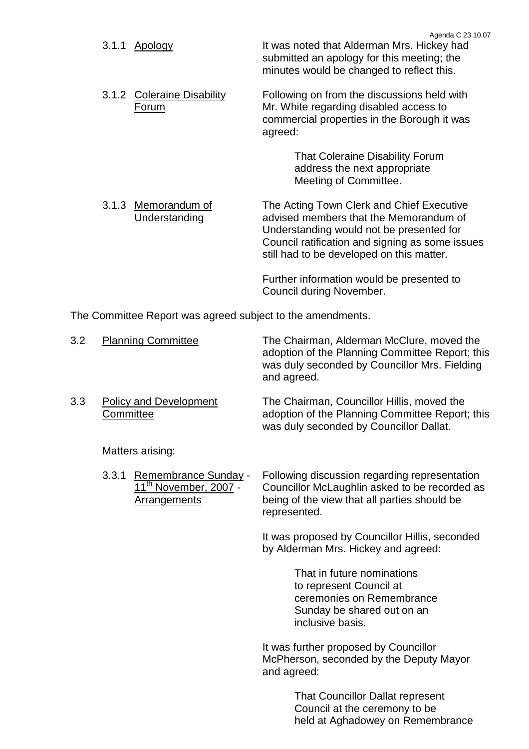3.1.1 Apology — It was noted that Alderman Mrs. Hickey had submitted an apology for this meeting; the minutes would be changed to reflect this.

3.1.2 Coleraine Disability Forum — Following on from the discussions held with Mr. White regarding disabled access to commercial properties in the Borough it was agreed:

> That Coleraine Disability Forum address the next appropriate Meeting of Committee.

3.1.3 Memorandum of Understanding — The Acting Town Clerk and Chief Executive advised members that the Memorandum of Understanding would not be presented for Council ratification and signing as some issues still had to be developed on this matter.

Further information would be presented to Council during November.

The Committee Report was agreed subject to the amendments.

3.2 Planning Committee — The Chairman, Alderman McClure, moved the adoption of the Planning Committee Report; this was duly seconded by Councillor Mrs. Fielding and agreed.

3.3 Policy and Development Committee — The Chairman, Councillor Hillis, moved the adoption of the Planning Committee Report; this was duly seconded by Councillor Dallat.

Matters arising:

3.3.1 Remembrance Sunday - 11th November, 2007 - Arrangements — Following discussion regarding representation Councillor McLaughlin asked to be recorded as being of the view that all parties should be represented.

It was proposed by Councillor Hillis, seconded by Alderman Mrs. Hickey and agreed:

> That in future nominations to represent Council at ceremonies on Remembrance Sunday be shared out on an inclusive basis.

It was further proposed by Councillor McPherson, seconded by the Deputy Mayor and agreed:

> That Councillor Dallat represent Council at the ceremony to be held at Aghadowey on Remembrance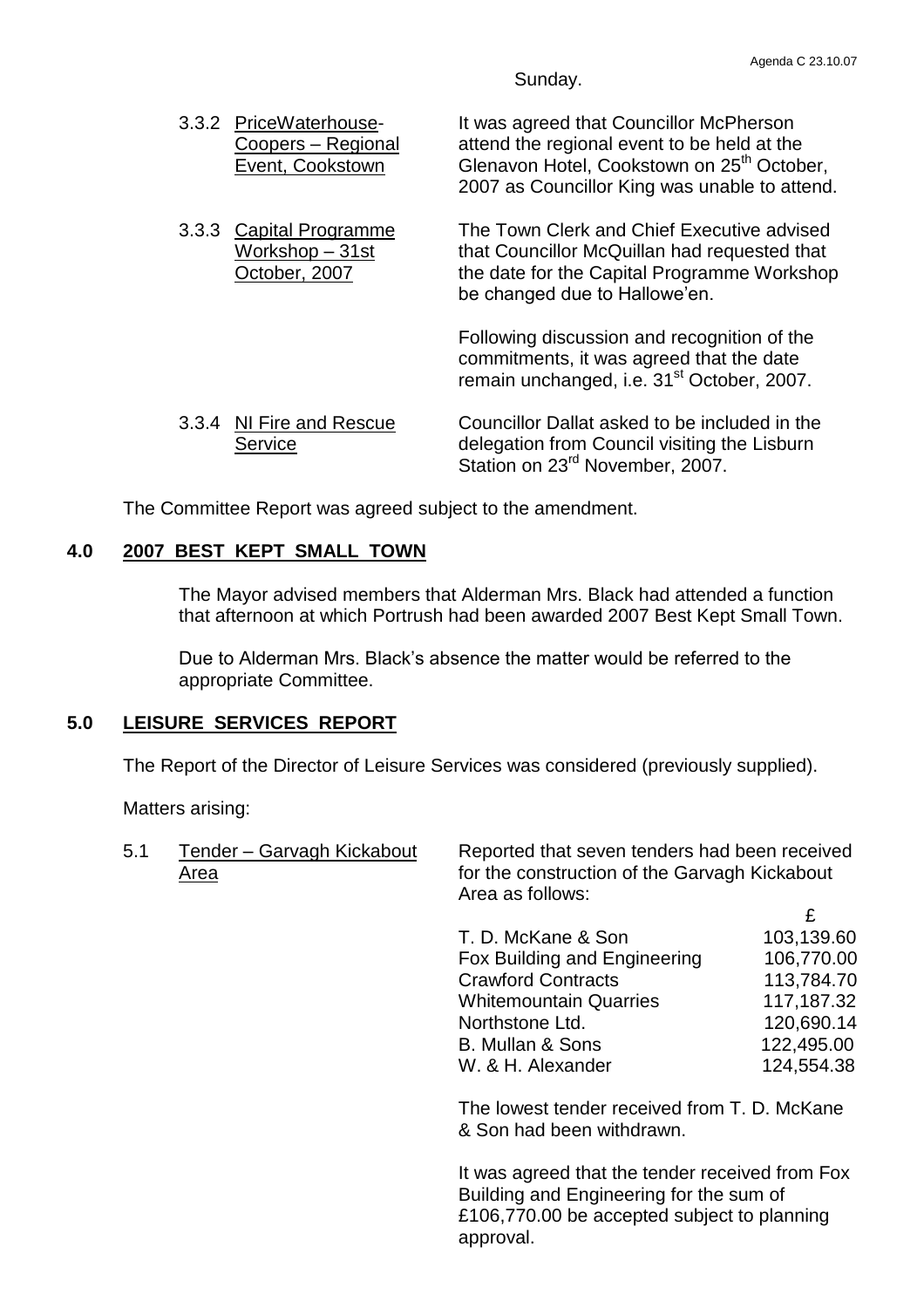Sunday.

3.3.2 PriceWaterhouse-Coopers – Regional Event, Cookstown

It was agreed that Councillor McPherson attend the regional event to be held at the Glenavon Hotel, Cookstown on 25th October, 2007 as Councillor King was unable to attend.

3.3.3 Capital Programme Workshop – 31st October, 2007

The Town Clerk and Chief Executive advised that Councillor McQuillan had requested that the date for the Capital Programme Workshop be changed due to Hallowe'en.

Following discussion and recognition of the commitments, it was agreed that the date remain unchanged, i.e. 31st October, 2007.

3.3.4 NI Fire and Rescue Service

Councillor Dallat asked to be included in the delegation from Council visiting the Lisburn Station on 23rd November, 2007.

The Committee Report was agreed subject to the amendment.

## 4.0 2007 BEST KEPT SMALL TOWN

The Mayor advised members that Alderman Mrs. Black had attended a function that afternoon at which Portrush had been awarded 2007 Best Kept Small Town.

Due to Alderman Mrs. Black's absence the matter would be referred to the appropriate Committee.

## 5.0 LEISURE SERVICES REPORT

The Report of the Director of Leisure Services was considered (previously supplied).

Matters arising:

5.1 Tender – Garvagh Kickabout Area

Reported that seven tenders had been received for the construction of the Garvagh Kickabout Area as follows:

| | £ |
|---|---|
| T. D. McKane & Son | 103,139.60 |
| Fox Building and Engineering | 106,770.00 |
| Crawford Contracts | 113,784.70 |
| Whitemountain Quarries | 117,187.32 |
| Northstone Ltd. | 120,690.14 |
| B. Mullan & Sons | 122,495.00 |
| W. & H. Alexander | 124,554.38 |

The lowest tender received from T. D. McKane & Son had been withdrawn.

It was agreed that the tender received from Fox Building and Engineering for the sum of £106,770.00 be accepted subject to planning approval.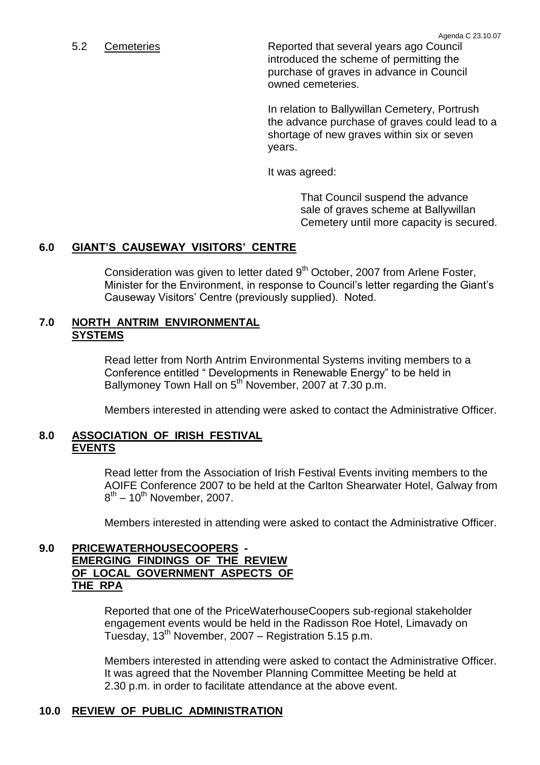5.2 Cemeteries

Reported that several years ago Council introduced the scheme of permitting the purchase of graves in advance in Council owned cemeteries.

In relation to Ballywillan Cemetery, Portrush the advance purchase of graves could lead to a shortage of new graves within six or seven years.

It was agreed:

> That Council suspend the advance sale of graves scheme at Ballywillan Cemetery until more capacity is secured.

## 6.0 GIANT'S CAUSEWAY VISITORS' CENTRE

Consideration was given to letter dated 9th October, 2007 from Arlene Foster, Minister for the Environment, in response to Council's letter regarding the Giant's Causeway Visitors' Centre (previously supplied). Noted.

## 7.0 NORTH ANTRIM ENVIRONMENTAL SYSTEMS

Read letter from North Antrim Environmental Systems inviting members to a Conference entitled " Developments in Renewable Energy" to be held in Ballymoney Town Hall on 5th November, 2007 at 7.30 p.m.

Members interested in attending were asked to contact the Administrative Officer.

## 8.0 ASSOCIATION OF IRISH FESTIVAL EVENTS

Read letter from the Association of Irish Festival Events inviting members to the AOIFE Conference 2007 to be held at the Carlton Shearwater Hotel, Galway from 8th – 10th November, 2007.

Members interested in attending were asked to contact the Administrative Officer.

## 9.0 PRICEWATERHOUSECOOPERS - EMERGING FINDINGS OF THE REVIEW OF LOCAL GOVERNMENT ASPECTS OF THE RPA

Reported that one of the PriceWaterhouseCoopers sub-regional stakeholder engagement events would be held in the Radisson Roe Hotel, Limavady on Tuesday, 13th November, 2007 – Registration 5.15 p.m.

Members interested in attending were asked to contact the Administrative Officer. It was agreed that the November Planning Committee Meeting be held at 2.30 p.m. in order to facilitate attendance at the above event.

## 10.0 REVIEW OF PUBLIC ADMINISTRATION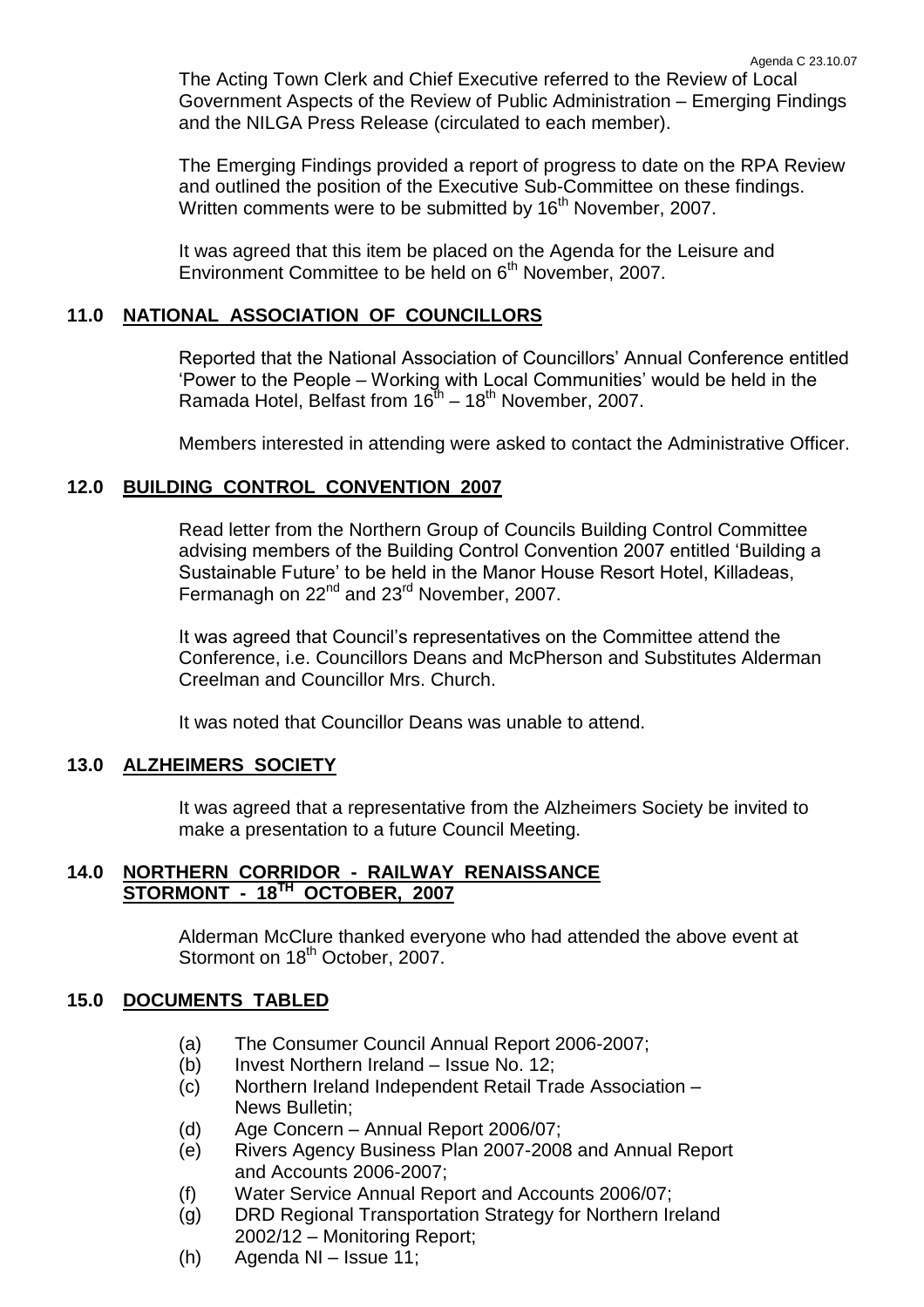The Acting Town Clerk and Chief Executive referred to the Review of Local Government Aspects of the Review of Public Administration – Emerging Findings and the NILGA Press Release (circulated to each member).

The Emerging Findings provided a report of progress to date on the RPA Review and outlined the position of the Executive Sub-Committee on these findings. Written comments were to be submitted by 16th November, 2007.

It was agreed that this item be placed on the Agenda for the Leisure and Environment Committee to be held on 6th November, 2007.

## 11.0 NATIONAL ASSOCIATION OF COUNCILLORS

Reported that the National Association of Councillors' Annual Conference entitled 'Power to the People – Working with Local Communities' would be held in the Ramada Hotel, Belfast from 16th – 18th November, 2007.

Members interested in attending were asked to contact the Administrative Officer.

## 12.0 BUILDING CONTROL CONVENTION 2007

Read letter from the Northern Group of Councils Building Control Committee advising members of the Building Control Convention 2007 entitled 'Building a Sustainable Future' to be held in the Manor House Resort Hotel, Killadeas, Fermanagh on 22nd and 23rd November, 2007.

It was agreed that Council's representatives on the Committee attend the Conference, i.e. Councillors Deans and McPherson and Substitutes Alderman Creelman and Councillor Mrs. Church.

It was noted that Councillor Deans was unable to attend.

## 13.0 ALZHEIMERS SOCIETY

It was agreed that a representative from the Alzheimers Society be invited to make a presentation to a future Council Meeting.

## 14.0 NORTHERN CORRIDOR - RAILWAY RENAISSANCE STORMONT - 18TH OCTOBER, 2007

Alderman McClure thanked everyone who had attended the above event at Stormont on 18th October, 2007.

## 15.0 DOCUMENTS TABLED

(a) The Consumer Council Annual Report 2006-2007;
(b) Invest Northern Ireland – Issue No. 12;
(c) Northern Ireland Independent Retail Trade Association – News Bulletin;
(d) Age Concern – Annual Report 2006/07;
(e) Rivers Agency Business Plan 2007-2008 and Annual Report and Accounts 2006-2007;
(f) Water Service Annual Report and Accounts 2006/07;
(g) DRD Regional Transportation Strategy for Northern Ireland 2002/12 – Monitoring Report;
(h) Agenda NI – Issue 11;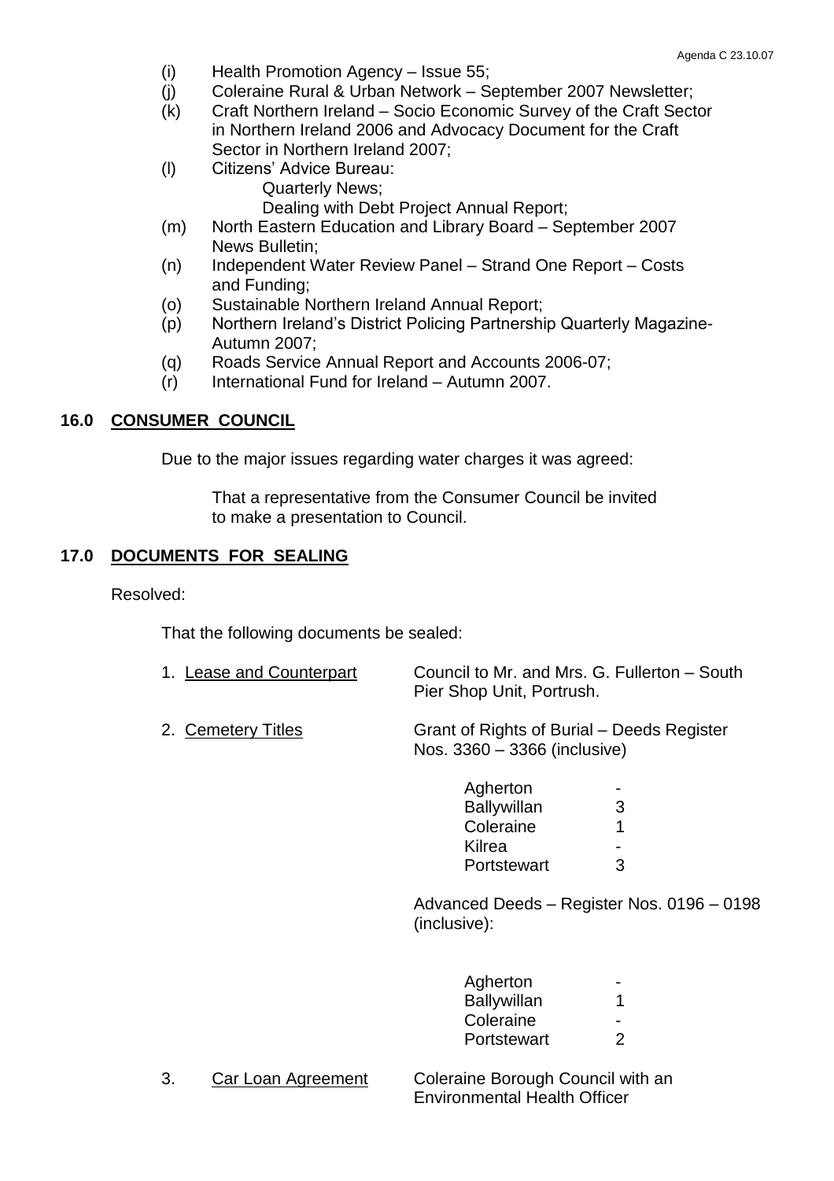(i) Health Promotion Agency – Issue 55;
(j) Coleraine Rural & Urban Network – September 2007 Newsletter;
(k) Craft Northern Ireland – Socio Economic Survey of the Craft Sector in Northern Ireland 2006 and Advocacy Document for the Craft Sector in Northern Ireland 2007;
(l) Citizens' Advice Bureau:
    Quarterly News;
    Dealing with Debt Project Annual Report;
(m) North Eastern Education and Library Board – September 2007 News Bulletin;
(n) Independent Water Review Panel – Strand One Report – Costs and Funding;
(o) Sustainable Northern Ireland Annual Report;
(p) Northern Ireland's District Policing Partnership Quarterly Magazine-Autumn 2007;
(q) Roads Service Annual Report and Accounts 2006-07;
(r) International Fund for Ireland – Autumn 2007.

## 16.0 CONSUMER COUNCIL

Due to the major issues regarding water charges it was agreed:

> That a representative from the Consumer Council be invited to make a presentation to Council.

## 17.0 DOCUMENTS FOR SEALING

Resolved:

> That the following documents be sealed:

1. Lease and Counterpart — Council to Mr. and Mrs. G. Fullerton – South Pier Shop Unit, Portrush.

2. Cemetery Titles — Grant of Rights of Burial – Deeds Register Nos. 3360 – 3366 (inclusive)

| | |
|---|---|
| Agherton | - |
| Ballywillan | 3 |
| Coleraine | 1 |
| Kilrea | - |
| Portstewart | 3 |

Advanced Deeds – Register Nos. 0196 – 0198 (inclusive):

| | |
|---|---|
| Agherton | - |
| Ballywillan | 1 |
| Coleraine | - |
| Portstewart | 2 |

3. Car Loan Agreement — Coleraine Borough Council with an Environmental Health Officer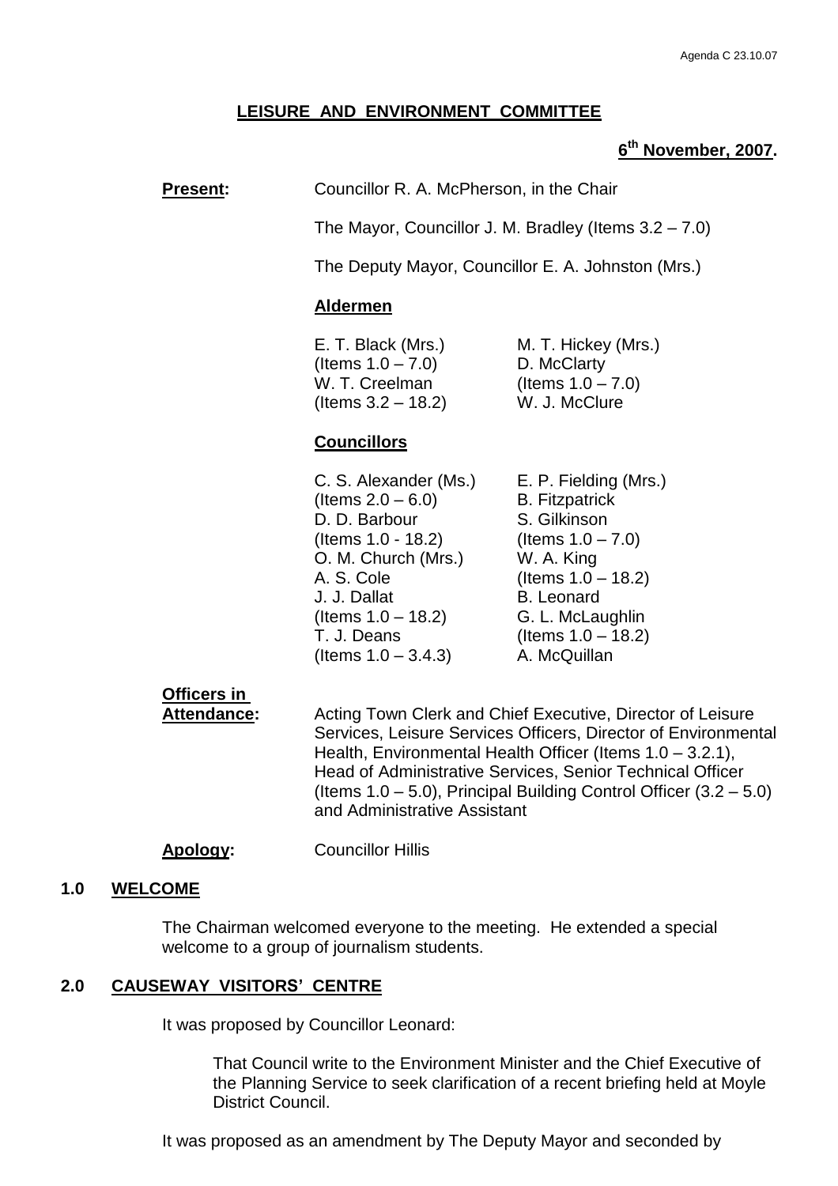Agenda C 23.10.07

# LEISURE AND ENVIRONMENT COMMITTEE

**6th November, 2007.**

**Present:** Councillor R. A. McPherson, in the Chair

The Mayor, Councillor J. M. Bradley (Items 3.2 – 7.0)

The Deputy Mayor, Councillor E. A. Johnston (Mrs.)

**Aldermen**

E. T. Black (Mrs.) (Items 1.0 – 7.0)
W. T. Creelman (Items 3.2 – 18.2)
M. T. Hickey (Mrs.)
D. McClarty (Items 1.0 – 7.0)
W. J. McClure

**Councillors**

C. S. Alexander (Ms.) (Items 2.0 – 6.0)
D. D. Barbour (Items 1.0 - 18.2)
O. M. Church (Mrs.)
A. S. Cole
J. J. Dallat (Items 1.0 – 18.2)
T. J. Deans (Items 1.0 – 3.4.3)
E. P. Fielding (Mrs.)
B. Fitzpatrick
S. Gilkinson (Items 1.0 – 7.0)
W. A. King (Items 1.0 – 18.2)
B. Leonard
G. L. McLaughlin (Items 1.0 – 18.2)
A. McQuillan

**Officers in Attendance:** Acting Town Clerk and Chief Executive, Director of Leisure Services, Leisure Services Officers, Director of Environmental Health, Environmental Health Officer (Items 1.0 – 3.2.1), Head of Administrative Services, Senior Technical Officer (Items 1.0 – 5.0), Principal Building Control Officer (3.2 – 5.0) and Administrative Assistant

**Apology:** Councillor Hillis

## 1.0 WELCOME

The Chairman welcomed everyone to the meeting. He extended a special welcome to a group of journalism students.

## 2.0 CAUSEWAY VISITORS' CENTRE

It was proposed by Councillor Leonard:

> That Council write to the Environment Minister and the Chief Executive of the Planning Service to seek clarification of a recent briefing held at Moyle District Council.

It was proposed as an amendment by The Deputy Mayor and seconded by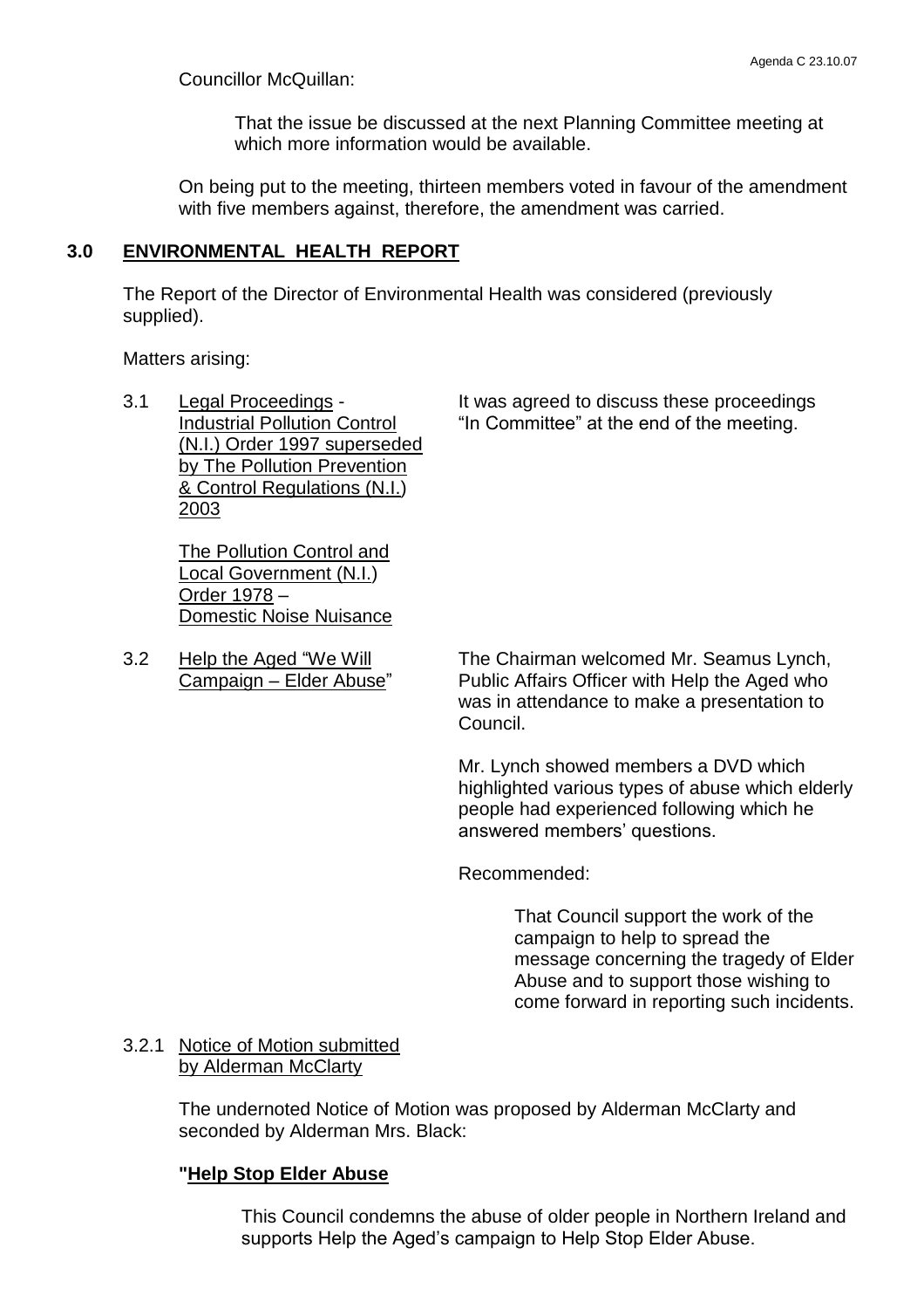Councillor McQuillan:

> That the issue be discussed at the next Planning Committee meeting at which more information would be available.

On being put to the meeting, thirteen members voted in favour of the amendment with five members against, therefore, the amendment was carried.

## 3.0 ENVIRONMENTAL HEALTH REPORT

The Report of the Director of Environmental Health was considered (previously supplied).

Matters arising:

3.1 Legal Proceedings - Industrial Pollution Control (N.I.) Order 1997 superseded by The Pollution Prevention & Control Regulations (N.I.) 2003

The Pollution Control and Local Government (N.I.) Order 1978 – Domestic Noise Nuisance

It was agreed to discuss these proceedings "In Committee" at the end of the meeting.

3.2 Help the Aged "We Will Campaign – Elder Abuse"

The Chairman welcomed Mr. Seamus Lynch, Public Affairs Officer with Help the Aged who was in attendance to make a presentation to Council.

Mr. Lynch showed members a DVD which highlighted various types of abuse which elderly people had experienced following which he answered members' questions.

Recommended:

> That Council support the work of the campaign to help to spread the message concerning the tragedy of Elder Abuse and to support those wishing to come forward in reporting such incidents.

3.2.1 Notice of Motion submitted by Alderman McClarty

The undernoted Notice of Motion was proposed by Alderman McClarty and seconded by Alderman Mrs. Black:

**"Help Stop Elder Abuse**

> This Council condemns the abuse of older people in Northern Ireland and supports Help the Aged's campaign to Help Stop Elder Abuse.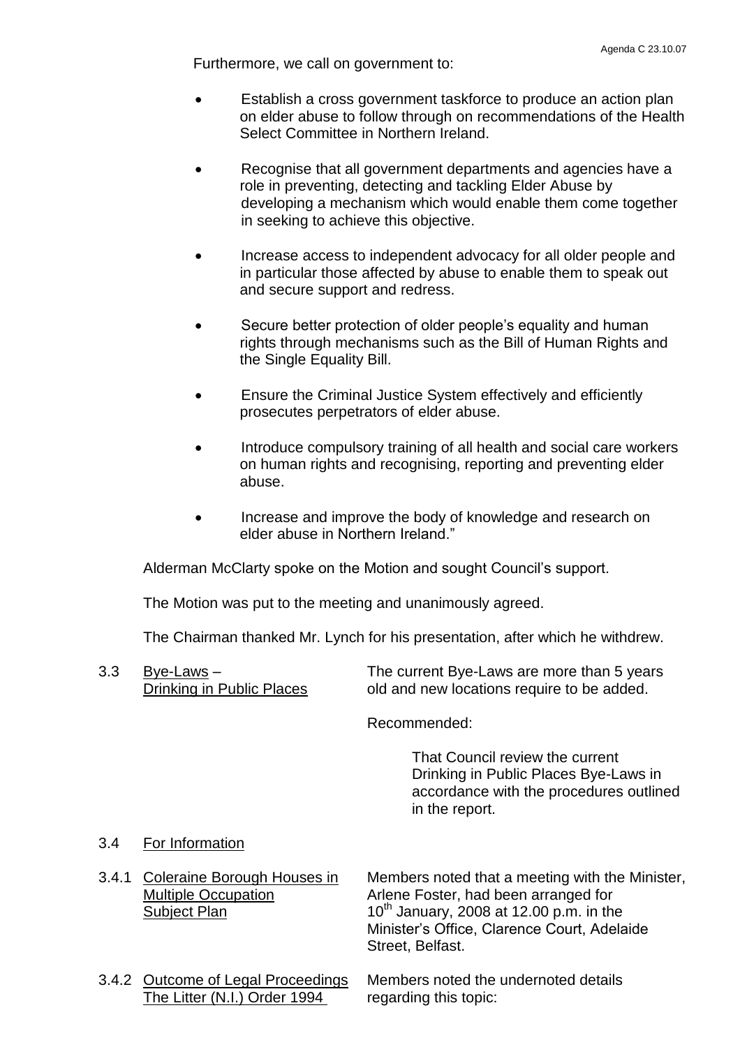Furthermore, we call on government to:

- Establish a cross government taskforce to produce an action plan on elder abuse to follow through on recommendations of the Health Select Committee in Northern Ireland.
- Recognise that all government departments and agencies have a role in preventing, detecting and tackling Elder Abuse by developing a mechanism which would enable them come together in seeking to achieve this objective.
- Increase access to independent advocacy for all older people and in particular those affected by abuse to enable them to speak out and secure support and redress.
- Secure better protection of older people's equality and human rights through mechanisms such as the Bill of Human Rights and the Single Equality Bill.
- Ensure the Criminal Justice System effectively and efficiently prosecutes perpetrators of elder abuse.
- Introduce compulsory training of all health and social care workers on human rights and recognising, reporting and preventing elder abuse.
- Increase and improve the body of knowledge and research on elder abuse in Northern Ireland."

Alderman McClarty spoke on the Motion and sought Council's support.

The Motion was put to the meeting and unanimously agreed.

The Chairman thanked Mr. Lynch for his presentation, after which he withdrew.

3.3 Bye-Laws – Drinking in Public Places

The current Bye-Laws are more than 5 years old and new locations require to be added.

Recommended:

> That Council review the current Drinking in Public Places Bye-Laws in accordance with the procedures outlined in the report.

3.4 For Information

3.4.1 Coleraine Borough Houses in Multiple Occupation Subject Plan

Members noted that a meeting with the Minister, Arlene Foster, had been arranged for 10th January, 2008 at 12.00 p.m. in the Minister's Office, Clarence Court, Adelaide Street, Belfast.

3.4.2 Outcome of Legal Proceedings The Litter (N.I.) Order 1994

Members noted the undernoted details regarding this topic: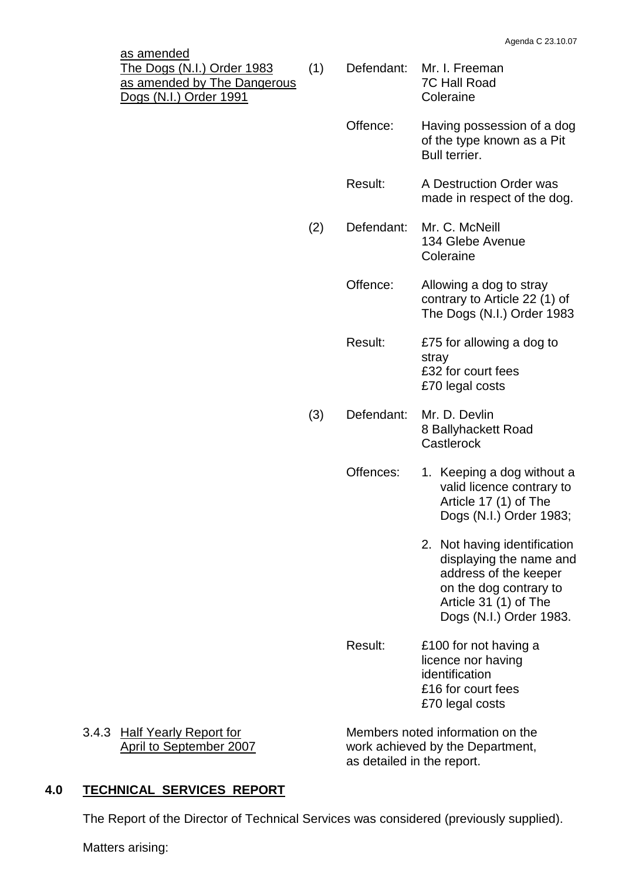as amended
The Dogs (N.I.) Order 1983 as amended by The Dangerous Dogs (N.I.) Order 1991

(1) Defendant: Mr. I. Freeman
7C Hall Road
Coleraine

Offence: Having possession of a dog of the type known as a Pit Bull terrier.

Result: A Destruction Order was made in respect of the dog.

(2) Defendant: Mr. C. McNeill
134 Glebe Avenue
Coleraine

Offence: Allowing a dog to stray contrary to Article 22 (1) of The Dogs (N.I.) Order 1983

Result: £75 for allowing a dog to stray
£32 for court fees
£70 legal costs

(3) Defendant: Mr. D. Devlin
8 Ballyhackett Road
Castlerock

Offences:
1. Keeping a dog without a valid licence contrary to Article 17 (1) of The Dogs (N.I.) Order 1983;
2. Not having identification displaying the name and address of the keeper on the dog contrary to Article 31 (1) of The Dogs (N.I.) Order 1983.

Result: £100 for not having a licence nor having identification
£16 for court fees
£70 legal costs

3.4.3 Half Yearly Report for April to September 2007

Members noted information on the work achieved by the Department, as detailed in the report.

## 4.0 TECHNICAL SERVICES REPORT

The Report of the Director of Technical Services was considered (previously supplied).

Matters arising: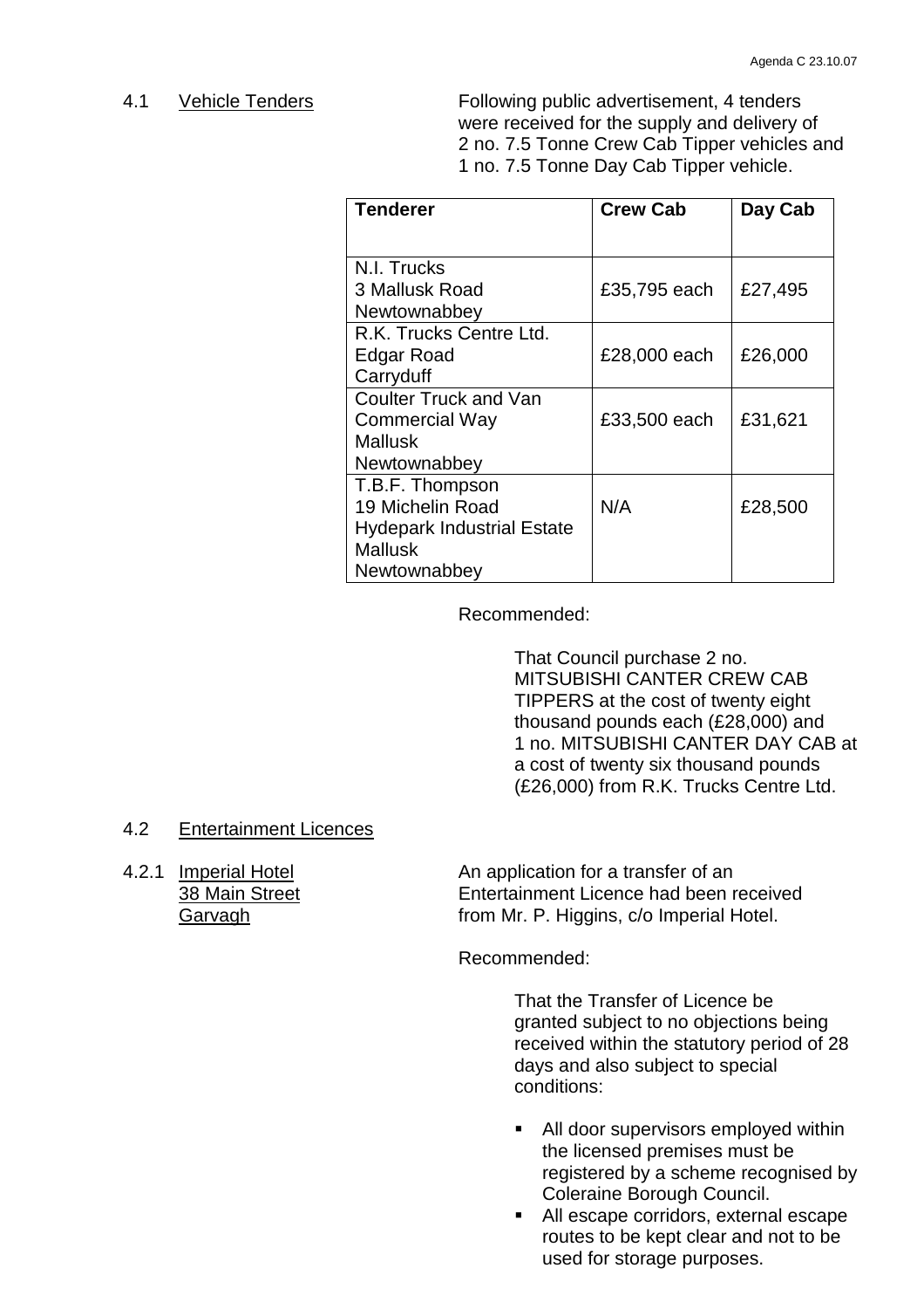4.1 Vehicle Tenders

Following public advertisement, 4 tenders were received for the supply and delivery of 2 no. 7.5 Tonne Crew Cab Tipper vehicles and 1 no. 7.5 Tonne Day Cab Tipper vehicle.

| Tenderer | Crew Cab | Day Cab |
|---|---|---|
| N.I. Trucks<br>3 Mallusk Road<br>Newtownabbey | £35,795 each | £27,495 |
| R.K. Trucks Centre Ltd.<br>Edgar Road<br>Carryduff | £28,000 each | £26,000 |
| Coulter Truck and Van<br>Commercial Way<br>Mallusk<br>Newtownabbey | £33,500 each | £31,621 |
| T.B.F. Thompson<br>19 Michelin Road<br>Hydepark Industrial Estate<br>Mallusk<br>Newtownabbey | N/A | £28,500 |

Recommended:

That Council purchase 2 no. MITSUBISHI CANTER CREW CAB TIPPERS at the cost of twenty eight thousand pounds each (£28,000) and 1 no. MITSUBISHI CANTER DAY CAB at a cost of twenty six thousand pounds (£26,000) from R.K. Trucks Centre Ltd.

4.2 Entertainment Licences

4.2.1 Imperial Hotel, 38 Main Street, Garvagh

An application for a transfer of an Entertainment Licence had been received from Mr. P. Higgins, c/o Imperial Hotel.

Recommended:

That the Transfer of Licence be granted subject to no objections being received within the statutory period of 28 days and also subject to special conditions:

- All door supervisors employed within the licensed premises must be registered by a scheme recognised by Coleraine Borough Council.
- All escape corridors, external escape routes to be kept clear and not to be used for storage purposes.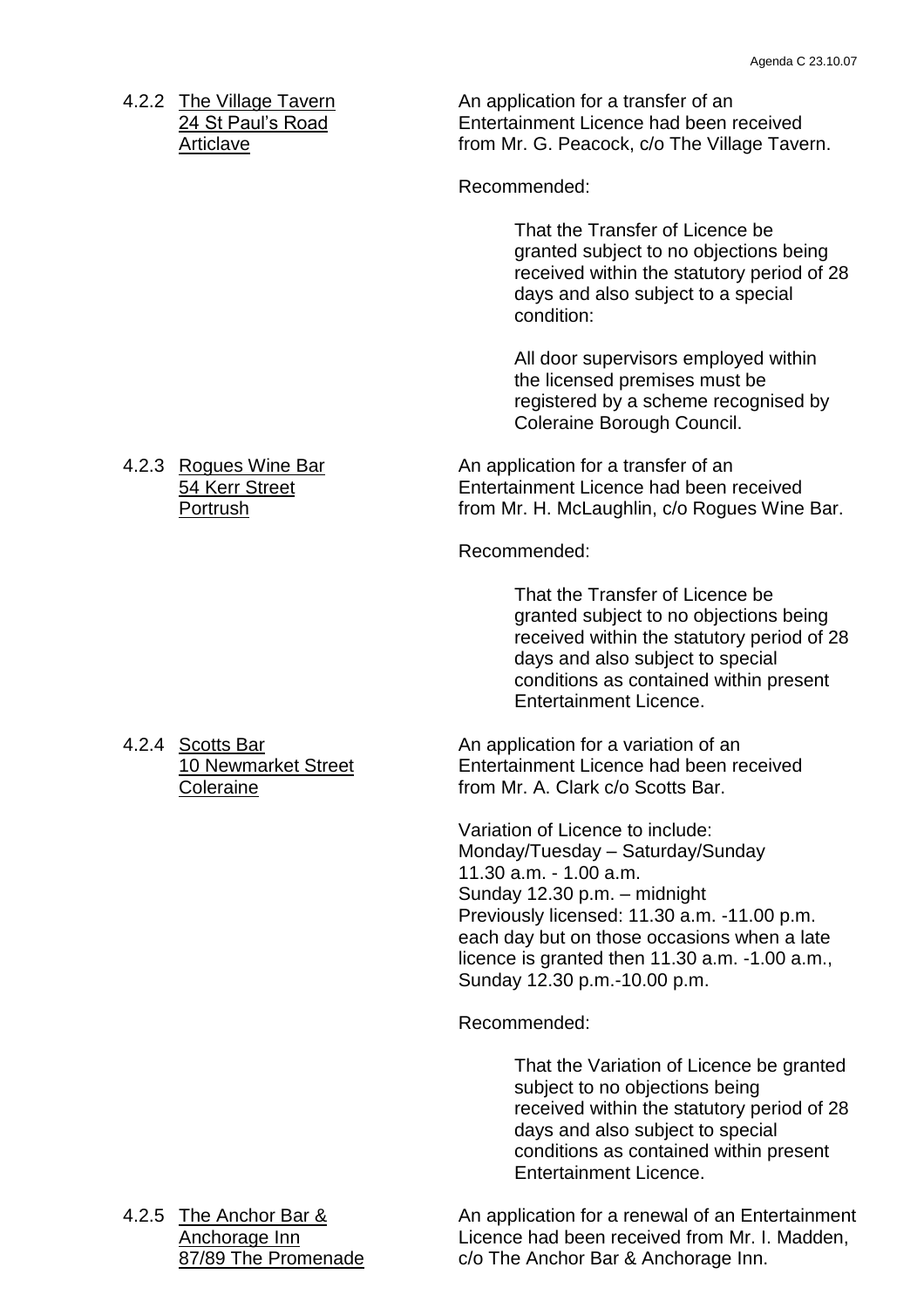4.2.2 <u>The Village Tavern</u>
<u>24 St Paul's Road</u>
<u>Articlave</u>

An application for a transfer of an Entertainment Licence had been received from Mr. G. Peacock, c/o The Village Tavern.

Recommended:

> That the Transfer of Licence be granted subject to no objections being received within the statutory period of 28 days and also subject to a special condition:
>
> All door supervisors employed within the licensed premises must be registered by a scheme recognised by Coleraine Borough Council.

4.2.3 <u>Rogues Wine Bar</u>
<u>54 Kerr Street</u>
<u>Portrush</u>

An application for a transfer of an Entertainment Licence had been received from Mr. H. McLaughlin, c/o Rogues Wine Bar.

Recommended:

> That the Transfer of Licence be granted subject to no objections being received within the statutory period of 28 days and also subject to special conditions as contained within present Entertainment Licence.

4.2.4 <u>Scotts Bar</u>
<u>10 Newmarket Street</u>
<u>Coleraine</u>

An application for a variation of an Entertainment Licence had been received from Mr. A. Clark c/o Scotts Bar.

Variation of Licence to include:
Monday/Tuesday – Saturday/Sunday
11.30 a.m. - 1.00 a.m.
Sunday 12.30 p.m. – midnight
Previously licensed: 11.30 a.m. -11.00 p.m. each day but on those occasions when a late licence is granted then 11.30 a.m. -1.00 a.m., Sunday 12.30 p.m.-10.00 p.m.

Recommended:

> That the Variation of Licence be granted subject to no objections being received within the statutory period of 28 days and also subject to special conditions as contained within present Entertainment Licence.

4.2.5 <u>The Anchor Bar &</u>
<u>Anchorage Inn</u>
<u>87/89 The Promenade</u>

An application for a renewal of an Entertainment Licence had been received from Mr. I. Madden, c/o The Anchor Bar & Anchorage Inn.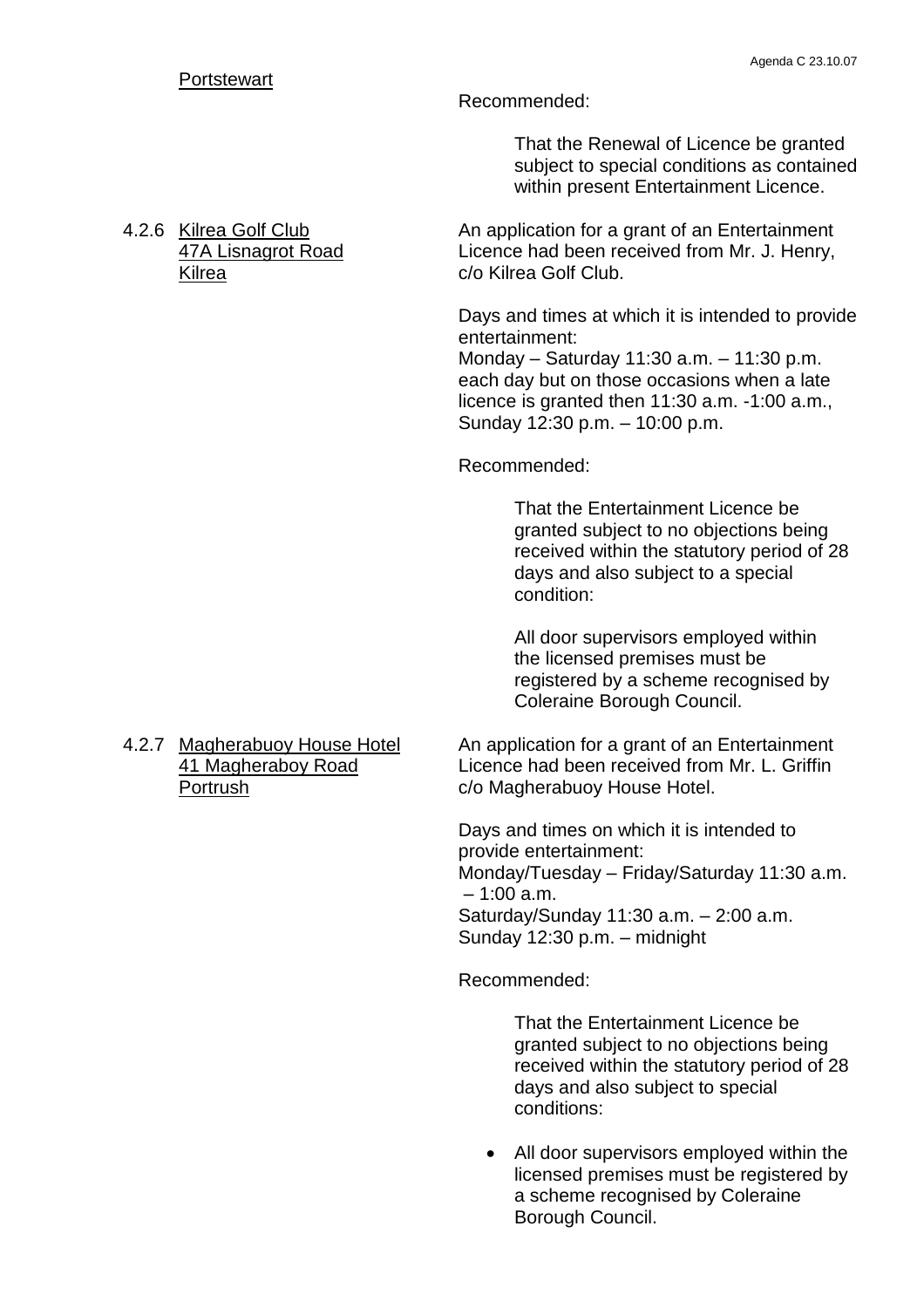Portstewart

Recommended:

> That the Renewal of Licence be granted subject to special conditions as contained within present Entertainment Licence.

4.2.6 Kilrea Golf Club
47A Lisnagrot Road
Kilrea

An application for a grant of an Entertainment Licence had been received from Mr. J. Henry, c/o Kilrea Golf Club.

Days and times at which it is intended to provide entertainment:
Monday – Saturday 11:30 a.m. – 11:30 p.m. each day but on those occasions when a late licence is granted then 11:30 a.m. -1:00 a.m., Sunday 12:30 p.m. – 10:00 p.m.

Recommended:

> That the Entertainment Licence be granted subject to no objections being received within the statutory period of 28 days and also subject to a special condition:
>
> All door supervisors employed within the licensed premises must be registered by a scheme recognised by Coleraine Borough Council.

4.2.7 Magherabuoy House Hotel
41 Magheraboy Road
Portrush

An application for a grant of an Entertainment Licence had been received from Mr. L. Griffin c/o Magherabuoy House Hotel.

Days and times on which it is intended to provide entertainment:
Monday/Tuesday – Friday/Saturday 11:30 a.m. – 1:00 a.m.
Saturday/Sunday 11:30 a.m. – 2:00 a.m.
Sunday 12:30 p.m. – midnight

Recommended:

> That the Entertainment Licence be granted subject to no objections being received within the statutory period of 28 days and also subject to special conditions:

- All door supervisors employed within the licensed premises must be registered by a scheme recognised by Coleraine Borough Council.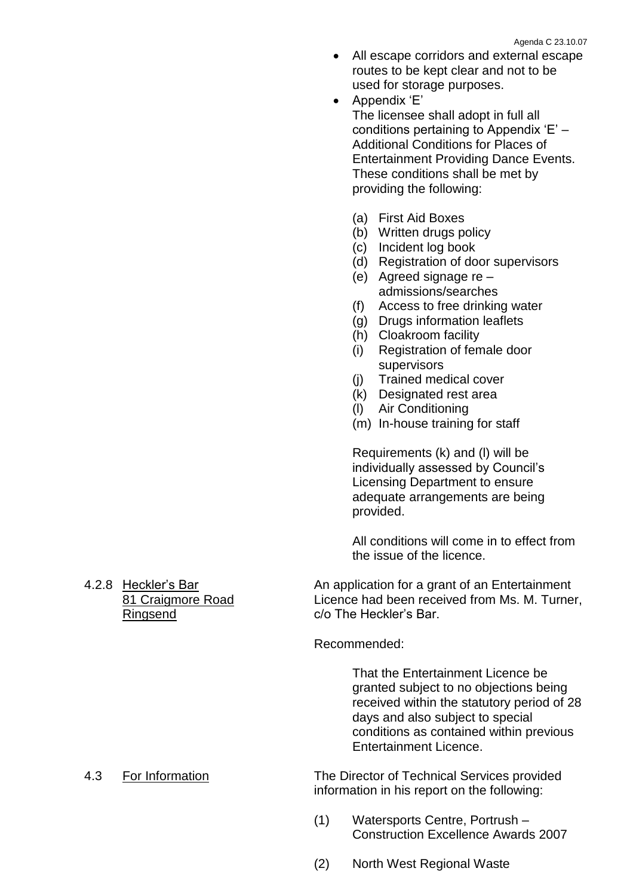- All escape corridors and external escape routes to be kept clear and not to be used for storage purposes.
- Appendix 'E'
  The licensee shall adopt in full all conditions pertaining to Appendix 'E' – Additional Conditions for Places of Entertainment Providing Dance Events. These conditions shall be met by providing the following:

  (a) First Aid Boxes
  (b) Written drugs policy
  (c) Incident log book
  (d) Registration of door supervisors
  (e) Agreed signage re – admissions/searches
  (f) Access to free drinking water
  (g) Drugs information leaflets
  (h) Cloakroom facility
  (i) Registration of female door supervisors
  (j) Trained medical cover
  (k) Designated rest area
  (l) Air Conditioning
  (m) In-house training for staff

  Requirements (k) and (l) will be individually assessed by Council's Licensing Department to ensure adequate arrangements are being provided.

  All conditions will come in to effect from the issue of the licence.

4.2.8 Heckler's Bar, 81 Craigmore Road, Ringsend

An application for a grant of an Entertainment Licence had been received from Ms. M. Turner, c/o The Heckler's Bar.

Recommended:

> That the Entertainment Licence be granted subject to no objections being received within the statutory period of 28 days and also subject to special conditions as contained within previous Entertainment Licence.

4.3 For Information

The Director of Technical Services provided information in his report on the following:

(1) Watersports Centre, Portrush – Construction Excellence Awards 2007

(2) North West Regional Waste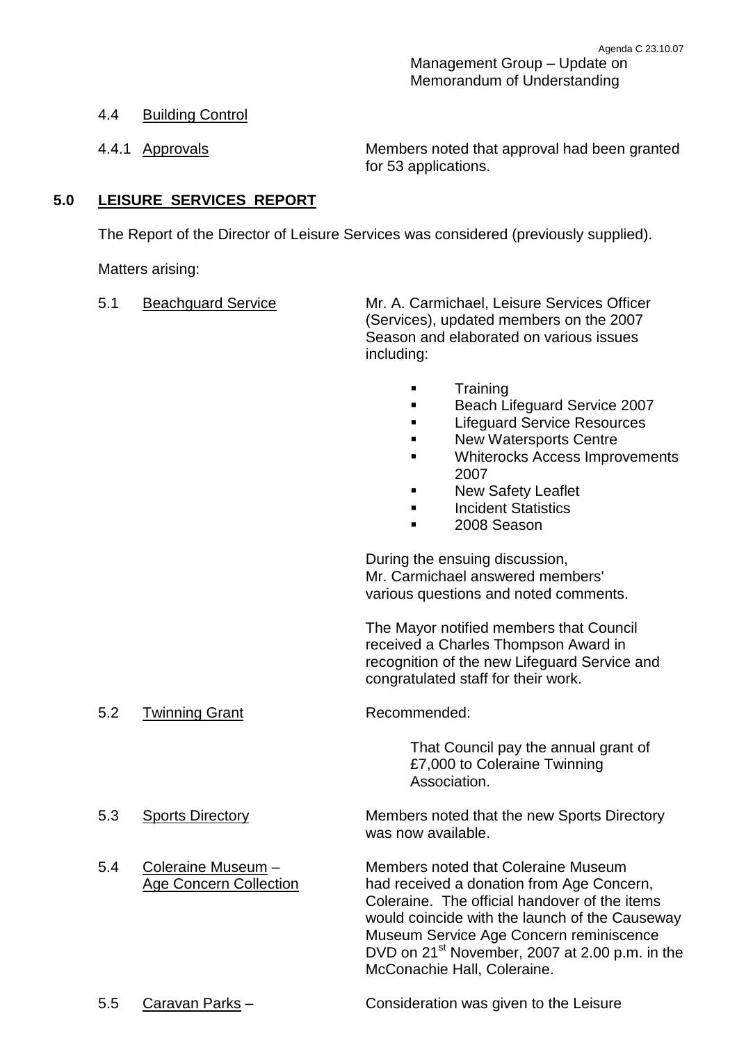Management Group – Update on Memorandum of Understanding

4.4 Building Control

4.4.1 Approvals — Members noted that approval had been granted for 53 applications.

## 5.0 LEISURE SERVICES REPORT

The Report of the Director of Leisure Services was considered (previously supplied).

Matters arising:

5.1 Beachguard Service — Mr. A. Carmichael, Leisure Services Officer (Services), updated members on the 2007 Season and elaborated on various issues including:

- Training
- Beach Lifeguard Service 2007
- Lifeguard Service Resources
- New Watersports Centre
- Whiterocks Access Improvements 2007
- New Safety Leaflet
- Incident Statistics
- 2008 Season

During the ensuing discussion, Mr. Carmichael answered members' various questions and noted comments.

The Mayor notified members that Council received a Charles Thompson Award in recognition of the new Lifeguard Service and congratulated staff for their work.

5.2 Twinning Grant — Recommended:

> That Council pay the annual grant of £7,000 to Coleraine Twinning Association.

5.3 Sports Directory — Members noted that the new Sports Directory was now available.

5.4 Coleraine Museum – Age Concern Collection — Members noted that Coleraine Museum had received a donation from Age Concern, Coleraine. The official handover of the items would coincide with the launch of the Causeway Museum Service Age Concern reminiscence DVD on 21st November, 2007 at 2.00 p.m. in the McConachie Hall, Coleraine.

5.5 Caravan Parks – Consideration was given to the Leisure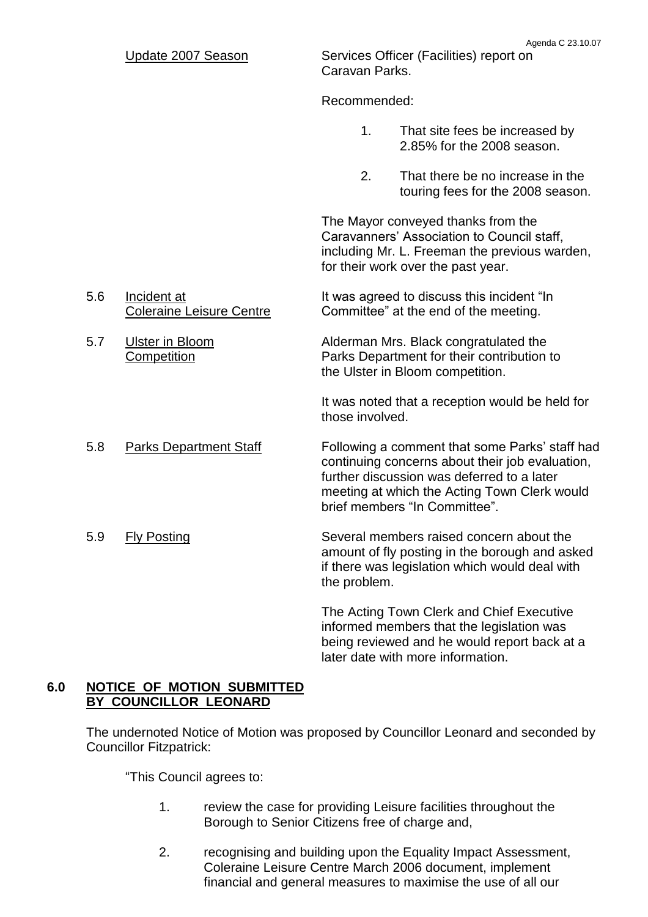Update 2007 Season — Services Officer (Facilities) report on Caravan Parks.

Recommended:

1. That site fees be increased by 2.85% for the 2008 season.
2. That there be no increase in the touring fees for the 2008 season.

The Mayor conveyed thanks from the Caravanners' Association to Council staff, including Mr. L. Freeman the previous warden, for their work over the past year.

5.6 Incident at Coleraine Leisure Centre

It was agreed to discuss this incident "In Committee" at the end of the meeting.

5.7 Ulster in Bloom Competition

Alderman Mrs. Black congratulated the Parks Department for their contribution to the Ulster in Bloom competition.

It was noted that a reception would be held for those involved.

5.8 Parks Department Staff

Following a comment that some Parks' staff had continuing concerns about their job evaluation, further discussion was deferred to a later meeting at which the Acting Town Clerk would brief members "In Committee".

5.9 Fly Posting

Several members raised concern about the amount of fly posting in the borough and asked if there was legislation which would deal with the problem.

The Acting Town Clerk and Chief Executive informed members that the legislation was being reviewed and he would report back at a later date with more information.

## 6.0 NOTICE OF MOTION SUBMITTED BY COUNCILLOR LEONARD

The undernoted Notice of Motion was proposed by Councillor Leonard and seconded by Councillor Fitzpatrick:

"This Council agrees to:

1. review the case for providing Leisure facilities throughout the Borough to Senior Citizens free of charge and,
2. recognising and building upon the Equality Impact Assessment, Coleraine Leisure Centre March 2006 document, implement financial and general measures to maximise the use of all our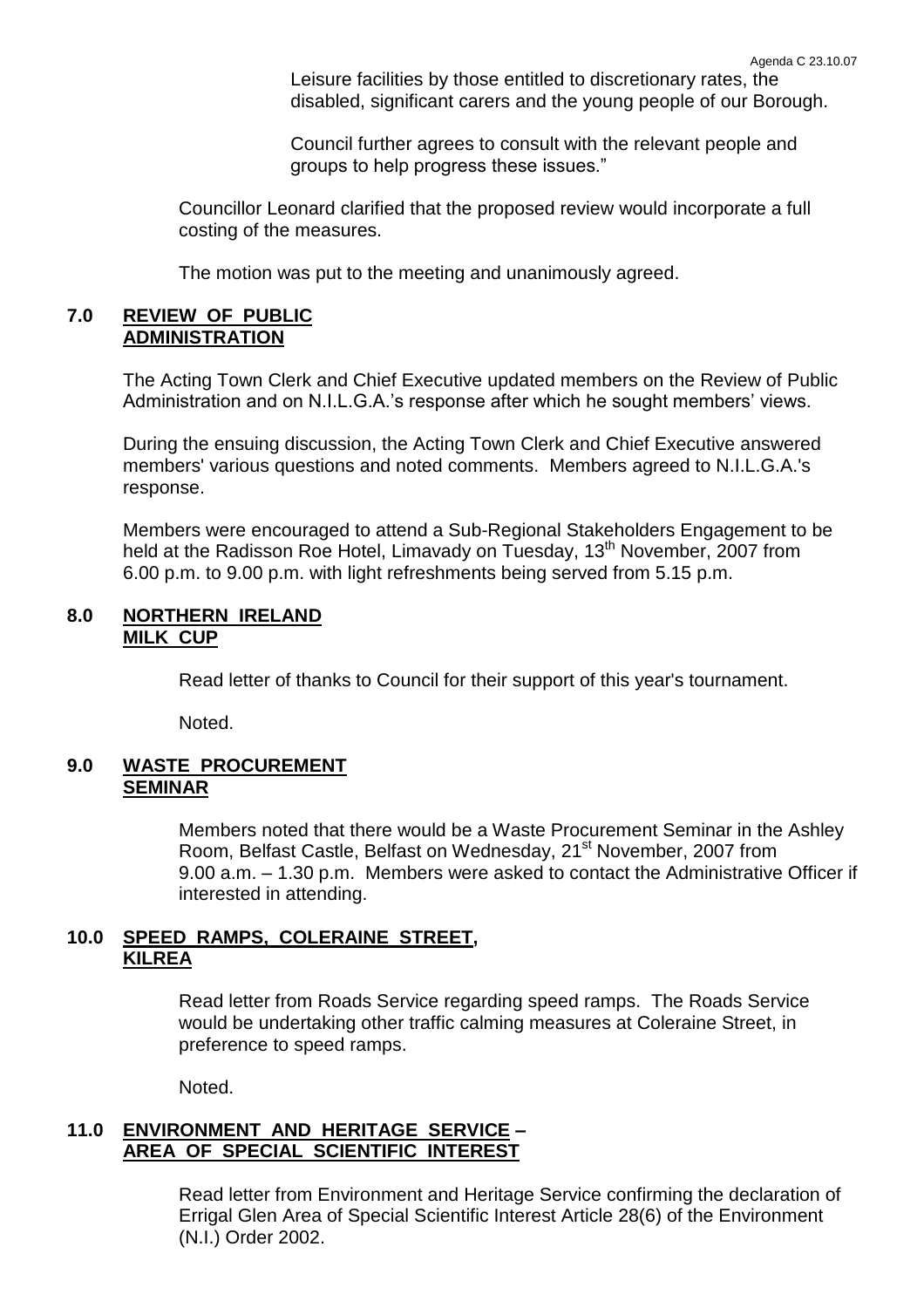Leisure facilities by those entitled to discretionary rates, the disabled, significant carers and the young people of our Borough.

Council further agrees to consult with the relevant people and groups to help progress these issues."

Councillor Leonard clarified that the proposed review would incorporate a full costing of the measures.

The motion was put to the meeting and unanimously agreed.

## 7.0 REVIEW OF PUBLIC ADMINISTRATION

The Acting Town Clerk and Chief Executive updated members on the Review of Public Administration and on N.I.L.G.A.'s response after which he sought members' views.

During the ensuing discussion, the Acting Town Clerk and Chief Executive answered members' various questions and noted comments. Members agreed to N.I.L.G.A.'s response.

Members were encouraged to attend a Sub-Regional Stakeholders Engagement to be held at the Radisson Roe Hotel, Limavady on Tuesday, 13th November, 2007 from 6.00 p.m. to 9.00 p.m. with light refreshments being served from 5.15 p.m.

## 8.0 NORTHERN IRELAND MILK CUP

Read letter of thanks to Council for their support of this year's tournament.

Noted.

## 9.0 WASTE PROCUREMENT SEMINAR

Members noted that there would be a Waste Procurement Seminar in the Ashley Room, Belfast Castle, Belfast on Wednesday, 21st November, 2007 from 9.00 a.m. – 1.30 p.m. Members were asked to contact the Administrative Officer if interested in attending.

## 10.0 SPEED RAMPS, COLERAINE STREET, KILREA

Read letter from Roads Service regarding speed ramps. The Roads Service would be undertaking other traffic calming measures at Coleraine Street, in preference to speed ramps.

Noted.

## 11.0 ENVIRONMENT AND HERITAGE SERVICE – AREA OF SPECIAL SCIENTIFIC INTEREST

Read letter from Environment and Heritage Service confirming the declaration of Errigal Glen Area of Special Scientific Interest Article 28(6) of the Environment (N.I.) Order 2002.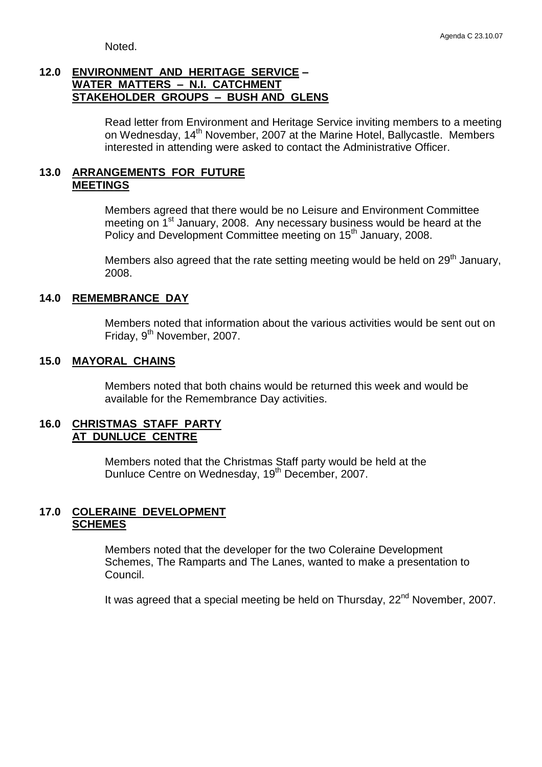Noted.

**12.0 ENVIRONMENT AND HERITAGE SERVICE – WATER MATTERS – N.I. CATCHMENT STAKEHOLDER GROUPS – BUSH AND GLENS**

Read letter from Environment and Heritage Service inviting members to a meeting on Wednesday, 14th November, 2007 at the Marine Hotel, Ballycastle. Members interested in attending were asked to contact the Administrative Officer.

**13.0 ARRANGEMENTS FOR FUTURE MEETINGS**

Members agreed that there would be no Leisure and Environment Committee meeting on 1st January, 2008. Any necessary business would be heard at the Policy and Development Committee meeting on 15th January, 2008.

Members also agreed that the rate setting meeting would be held on 29th January, 2008.

**14.0 REMEMBRANCE DAY**

Members noted that information about the various activities would be sent out on Friday, 9th November, 2007.

**15.0 MAYORAL CHAINS**

Members noted that both chains would be returned this week and would be available for the Remembrance Day activities.

**16.0 CHRISTMAS STAFF PARTY AT DUNLUCE CENTRE**

Members noted that the Christmas Staff party would be held at the Dunluce Centre on Wednesday, 19th December, 2007.

**17.0 COLERAINE DEVELOPMENT SCHEMES**

Members noted that the developer for the two Coleraine Development Schemes, The Ramparts and The Lanes, wanted to make a presentation to Council.

It was agreed that a special meeting be held on Thursday, 22nd November, 2007.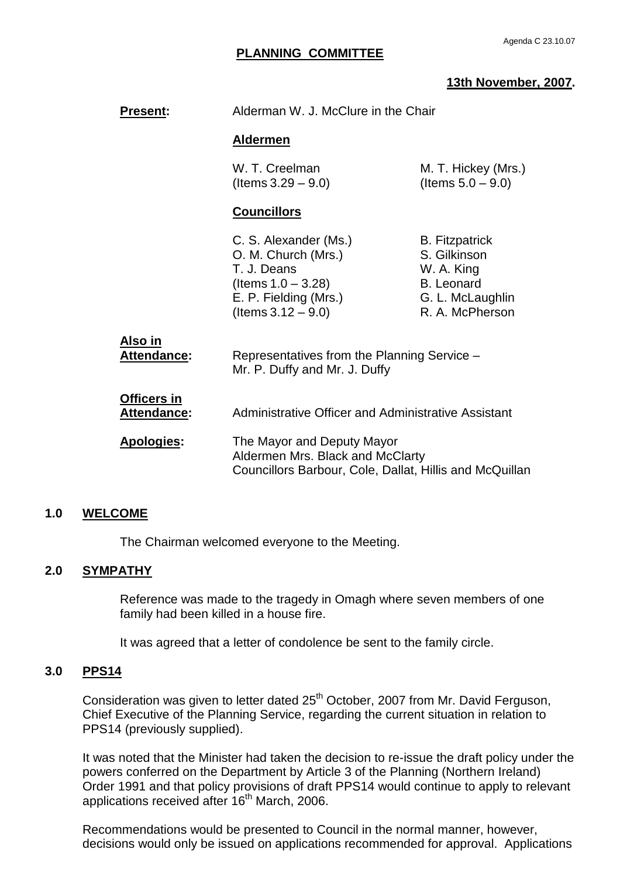Agenda C 23.10.07

**PLANNING COMMITTEE**

**13th November, 2007.**

| | | |
|---|---|---|
| **Present:** | Alderman W. J. McClure in the Chair | |
| | **Aldermen** | |
| | W. T. Creelman (Items 3.29 – 9.0) | M. T. Hickey (Mrs.) (Items 5.0 – 9.0) |
| | **Councillors** | |
| | C. S. Alexander (Ms.) | B. Fitzpatrick |
| | O. M. Church (Mrs.) | S. Gilkinson |
| | T. J. Deans (Items 1.0 – 3.28) | W. A. King |
| | | B. Leonard |
| | E. P. Fielding (Mrs.) (Items 3.12 – 9.0) | G. L. McLaughlin |
| | | R. A. McPherson |
| **Also in Attendance:** | Representatives from the Planning Service – Mr. P. Duffy and Mr. J. Duffy | |
| **Officers in Attendance:** | Administrative Officer and Administrative Assistant | |
| **Apologies:** | The Mayor and Deputy Mayor<br>Aldermen Mrs. Black and McClarty<br>Councillors Barbour, Cole, Dallat, Hillis and McQuillan | |

## 1.0 WELCOME

The Chairman welcomed everyone to the Meeting.

## 2.0 SYMPATHY

Reference was made to the tragedy in Omagh where seven members of one family had been killed in a house fire.

It was agreed that a letter of condolence be sent to the family circle.

## 3.0 PPS14

Consideration was given to letter dated 25th October, 2007 from Mr. David Ferguson, Chief Executive of the Planning Service, regarding the current situation in relation to PPS14 (previously supplied).

It was noted that the Minister had taken the decision to re-issue the draft policy under the powers conferred on the Department by Article 3 of the Planning (Northern Ireland) Order 1991 and that policy provisions of draft PPS14 would continue to apply to relevant applications received after 16th March, 2006.

Recommendations would be presented to Council in the normal manner, however, decisions would only be issued on applications recommended for approval. Applications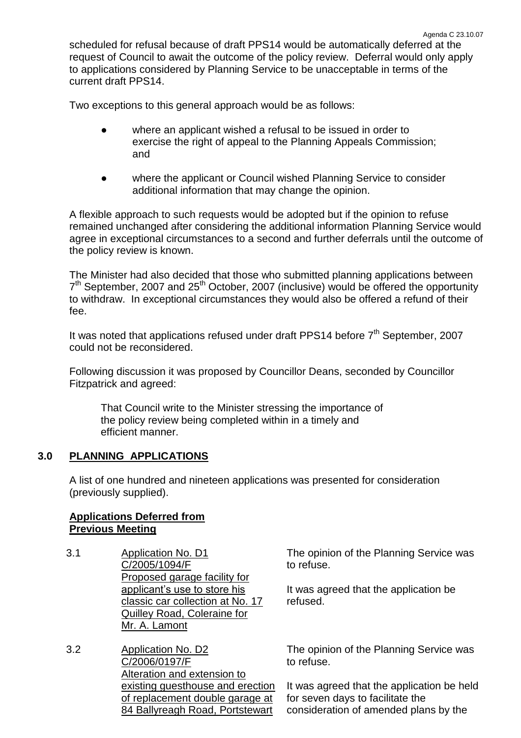scheduled for refusal because of draft PPS14 would be automatically deferred at the request of Council to await the outcome of the policy review. Deferral would only apply to applications considered by Planning Service to be unacceptable in terms of the current draft PPS14.

Two exceptions to this general approach would be as follows:

- where an applicant wished a refusal to be issued in order to exercise the right of appeal to the Planning Appeals Commission; and
- where the applicant or Council wished Planning Service to consider additional information that may change the opinion.

A flexible approach to such requests would be adopted but if the opinion to refuse remained unchanged after considering the additional information Planning Service would agree in exceptional circumstances to a second and further deferrals until the outcome of the policy review is known.

The Minister had also decided that those who submitted planning applications between 7th September, 2007 and 25th October, 2007 (inclusive) would be offered the opportunity to withdraw. In exceptional circumstances they would also be offered a refund of their fee.

It was noted that applications refused under draft PPS14 before 7th September, 2007 could not be reconsidered.

Following discussion it was proposed by Councillor Deans, seconded by Councillor Fitzpatrick and agreed:

> That Council write to the Minister stressing the importance of the policy review being completed within in a timely and efficient manner.

## 3.0 PLANNING APPLICATIONS

A list of one hundred and nineteen applications was presented for consideration (previously supplied).

**Applications Deferred from Previous Meeting**

3.1 Application No. D1
C/2005/1094/F
Proposed garage facility for applicant's use to store his classic car collection at No. 17 Quilley Road, Coleraine for Mr. A. Lamont

The opinion of the Planning Service was to refuse.

It was agreed that the application be refused.

3.2 Application No. D2
C/2006/0197/F
Alteration and extension to existing guesthouse and erection of replacement double garage at 84 Ballyreagh Road, Portstewart

The opinion of the Planning Service was to refuse.

It was agreed that the application be held for seven days to facilitate the consideration of amended plans by the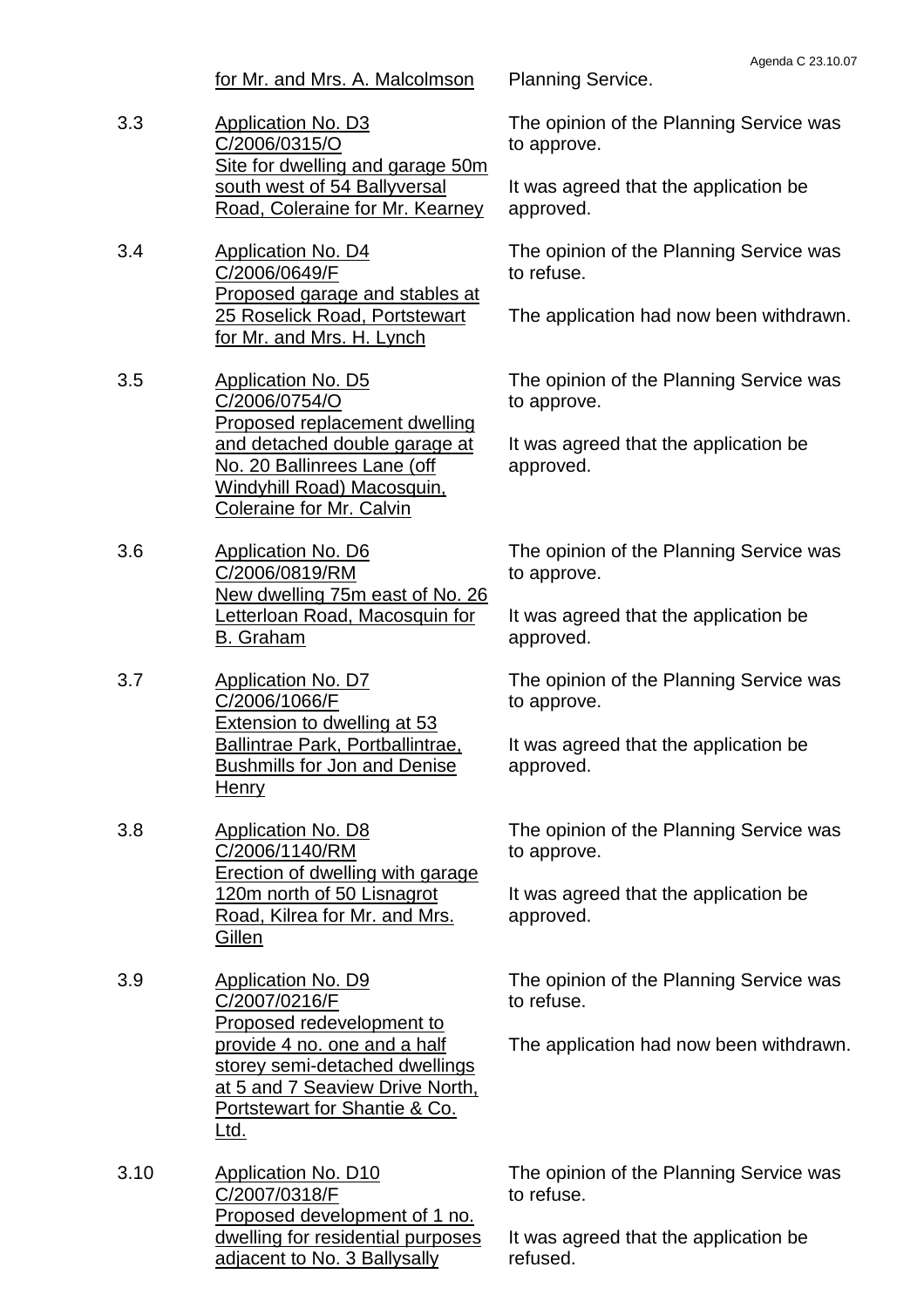| | for Mr. and Mrs. A. Malcolmson | Planning Service. |
|---|---|---|
| 3.3 | Application No. D3<br>C/2006/0315/O<br>Site for dwelling and garage 50m south west of 54 Ballyversal Road, Coleraine for Mr. Kearney | The opinion of the Planning Service was to approve.<br><br>It was agreed that the application be approved. |
| 3.4 | Application No. D4<br>C/2006/0649/F<br>Proposed garage and stables at 25 Roselick Road, Portstewart for Mr. and Mrs. H. Lynch | The opinion of the Planning Service was to refuse.<br><br>The application had now been withdrawn. |
| 3.5 | Application No. D5<br>C/2006/0754/O<br>Proposed replacement dwelling and detached double garage at No. 20 Ballinrees Lane (off Windyhill Road) Macosquin, Coleraine for Mr. Calvin | The opinion of the Planning Service was to approve.<br><br>It was agreed that the application be approved. |
| 3.6 | Application No. D6<br>C/2006/0819/RM<br>New dwelling 75m east of No. 26 Letterloan Road, Macosquin for B. Graham | The opinion of the Planning Service was to approve.<br><br>It was agreed that the application be approved. |
| 3.7 | Application No. D7<br>C/2006/1066/F<br>Extension to dwelling at 53 Ballintrae Park, Portballintrae, Bushmills for Jon and Denise Henry | The opinion of the Planning Service was to approve.<br><br>It was agreed that the application be approved. |
| 3.8 | Application No. D8<br>C/2006/1140/RM<br>Erection of dwelling with garage 120m north of 50 Lisnagrot Road, Kilrea for Mr. and Mrs. Gillen | The opinion of the Planning Service was to approve.<br><br>It was agreed that the application be approved. |
| 3.9 | Application No. D9<br>C/2007/0216/F<br>Proposed redevelopment to provide 4 no. one and a half storey semi-detached dwellings at 5 and 7 Seaview Drive North, Portstewart for Shantie & Co. Ltd. | The opinion of the Planning Service was to refuse.<br><br>The application had now been withdrawn. |
| 3.10 | Application No. D10<br>C/2007/0318/F<br>Proposed development of 1 no. dwelling for residential purposes adjacent to No. 3 Ballysally | The opinion of the Planning Service was to refuse.<br><br>It was agreed that the application be refused. |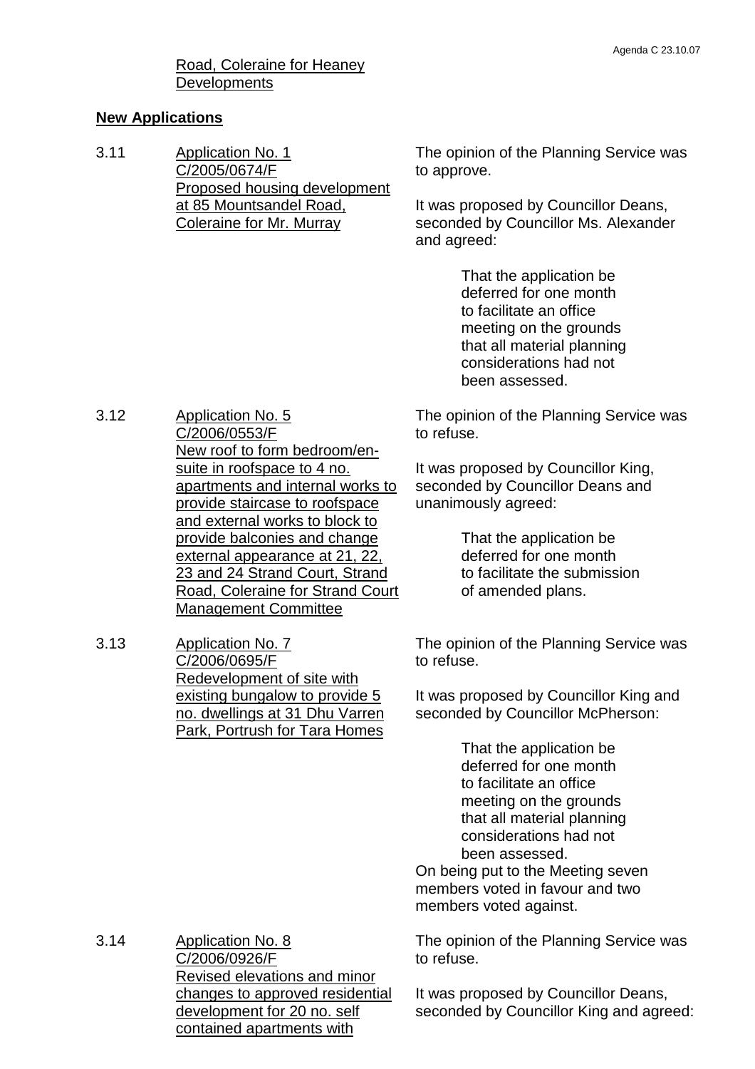Road, Coleraine for Heaney Developments

**New Applications**

3.11 Application No. 1
C/2005/0674/F
Proposed housing development at 85 Mountsandel Road, Coleraine for Mr. Murray

The opinion of the Planning Service was to approve.

It was proposed by Councillor Deans, seconded by Councillor Ms. Alexander and agreed:

> That the application be deferred for one month to facilitate an office meeting on the grounds that all material planning considerations had not been assessed.

3.12 Application No. 5
C/2006/0553/F
New roof to form bedroom/en-suite in roofspace to 4 no. apartments and internal works to provide staircase to roofspace and external works to block to provide balconies and change external appearance at 21, 22, 23 and 24 Strand Court, Strand Road, Coleraine for Strand Court Management Committee

The opinion of the Planning Service was to refuse.

It was proposed by Councillor King, seconded by Councillor Deans and unanimously agreed:

> That the application be deferred for one month to facilitate the submission of amended plans.

3.13 Application No. 7
C/2006/0695/F
Redevelopment of site with existing bungalow to provide 5 no. dwellings at 31 Dhu Varren Park, Portrush for Tara Homes

The opinion of the Planning Service was to refuse.

It was proposed by Councillor King and seconded by Councillor McPherson:

> That the application be deferred for one month to facilitate an office meeting on the grounds that all material planning considerations had not been assessed.

On being put to the Meeting seven members voted in favour and two members voted against.

3.14 Application No. 8
C/2006/0926/F
Revised elevations and minor changes to approved residential development for 20 no. self contained apartments with

The opinion of the Planning Service was to refuse.

It was proposed by Councillor Deans, seconded by Councillor King and agreed: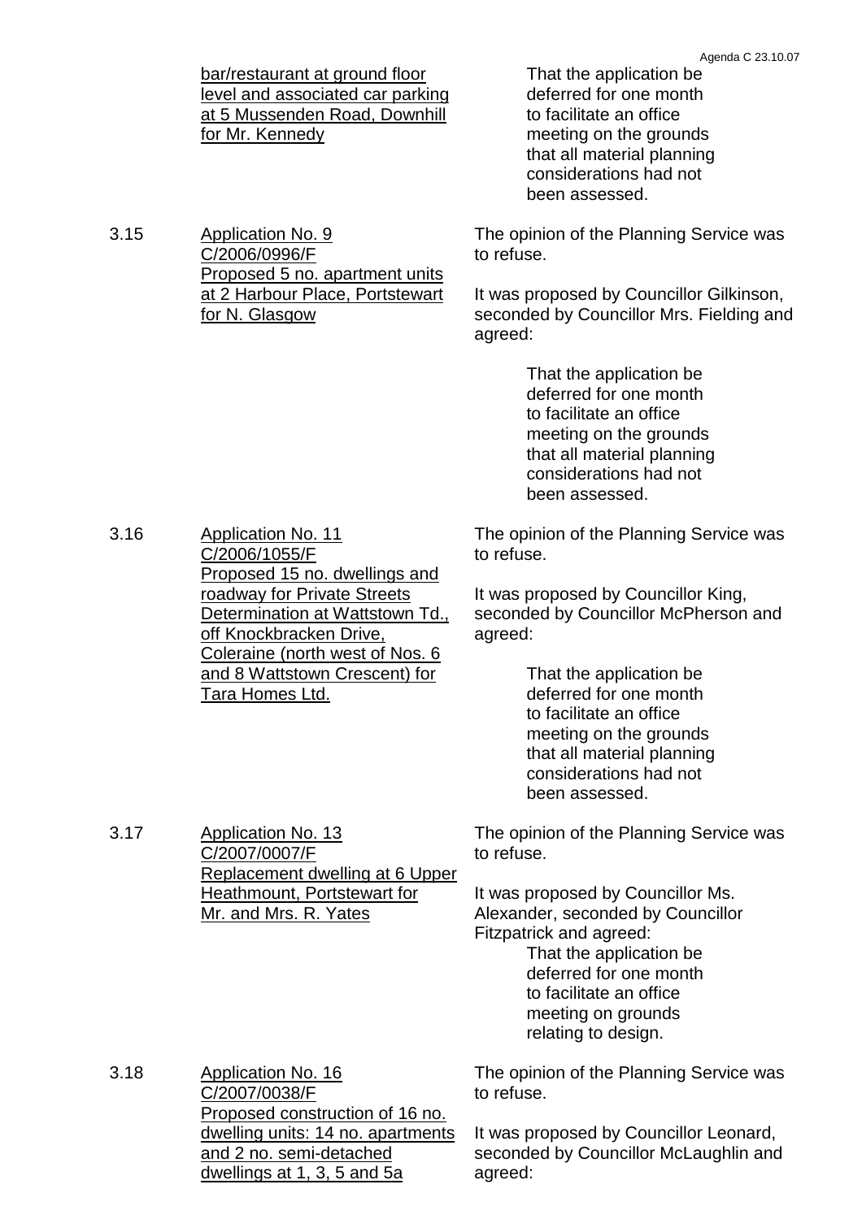bar/restaurant at ground floor level and associated car parking at 5 Mussenden Road, Downhill for Mr. Kennedy

That the application be deferred for one month to facilitate an office meeting on the grounds that all material planning considerations had not been assessed.

3.15 Application No. 9 C/2006/0996/F Proposed 5 no. apartment units at 2 Harbour Place, Portstewart for N. Glasgow

The opinion of the Planning Service was to refuse.

It was proposed by Councillor Gilkinson, seconded by Councillor Mrs. Fielding and agreed:

That the application be deferred for one month to facilitate an office meeting on the grounds that all material planning considerations had not been assessed.

3.16 Application No. 11 C/2006/1055/F Proposed 15 no. dwellings and roadway for Private Streets Determination at Wattstown Td., off Knockbracken Drive, Coleraine (north west of Nos. 6 and 8 Wattstown Crescent) for Tara Homes Ltd.

The opinion of the Planning Service was to refuse.

It was proposed by Councillor King, seconded by Councillor McPherson and agreed:

That the application be deferred for one month to facilitate an office meeting on the grounds that all material planning considerations had not been assessed.

3.17 Application No. 13 C/2007/0007/F Replacement dwelling at 6 Upper Heathmount, Portstewart for Mr. and Mrs. R. Yates

The opinion of the Planning Service was to refuse.

It was proposed by Councillor Ms. Alexander, seconded by Councillor Fitzpatrick and agreed:

That the application be deferred for one month to facilitate an office meeting on grounds relating to design.

3.18 Application No. 16 C/2007/0038/F Proposed construction of 16 no. dwelling units: 14 no. apartments and 2 no. semi-detached dwellings at 1, 3, 5 and 5a

The opinion of the Planning Service was to refuse.

It was proposed by Councillor Leonard, seconded by Councillor McLaughlin and agreed: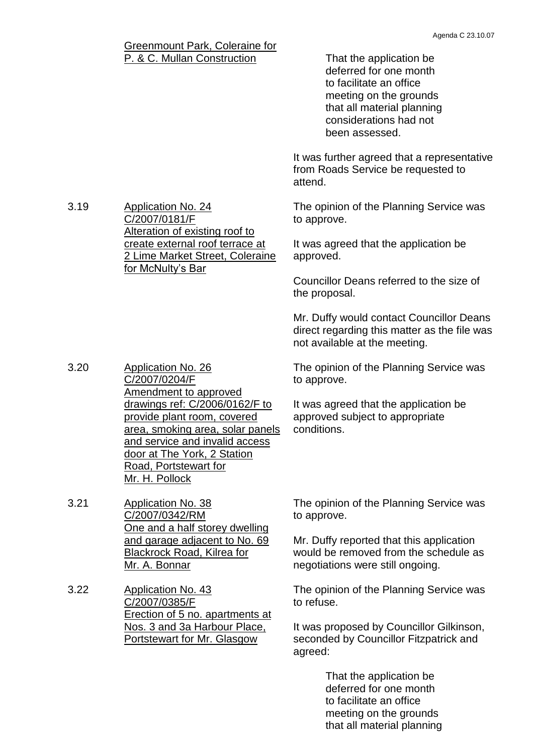Greenmount Park, Coleraine for P. & C. Mullan Construction

> That the application be deferred for one month to facilitate an office meeting on the grounds that all material planning considerations had not been assessed.

It was further agreed that a representative from Roads Service be requested to attend.

**3.19** Application No. 24 C/2007/0181/F Alteration of existing roof to create external roof terrace at 2 Lime Market Street, Coleraine for McNulty's Bar

The opinion of the Planning Service was to approve.

It was agreed that the application be approved.

Councillor Deans referred to the size of the proposal.

Mr. Duffy would contact Councillor Deans direct regarding this matter as the file was not available at the meeting.

**3.20** Application No. 26 C/2007/0204/F Amendment to approved drawings ref: C/2006/0162/F to provide plant room, covered area, smoking area, solar panels and service and invalid access door at The York, 2 Station Road, Portstewart for Mr. H. Pollock

The opinion of the Planning Service was to approve.

It was agreed that the application be approved subject to appropriate conditions.

**3.21** Application No. 38 C/2007/0342/RM One and a half storey dwelling and garage adjacent to No. 69 Blackrock Road, Kilrea for Mr. A. Bonnar

The opinion of the Planning Service was to approve.

Mr. Duffy reported that this application would be removed from the schedule as negotiations were still ongoing.

**3.22** Application No. 43 C/2007/0385/F Erection of 5 no. apartments at Nos. 3 and 3a Harbour Place, Portstewart for Mr. Glasgow

The opinion of the Planning Service was to refuse.

It was proposed by Councillor Gilkinson, seconded by Councillor Fitzpatrick and agreed:

> That the application be deferred for one month to facilitate an office meeting on the grounds that all material planning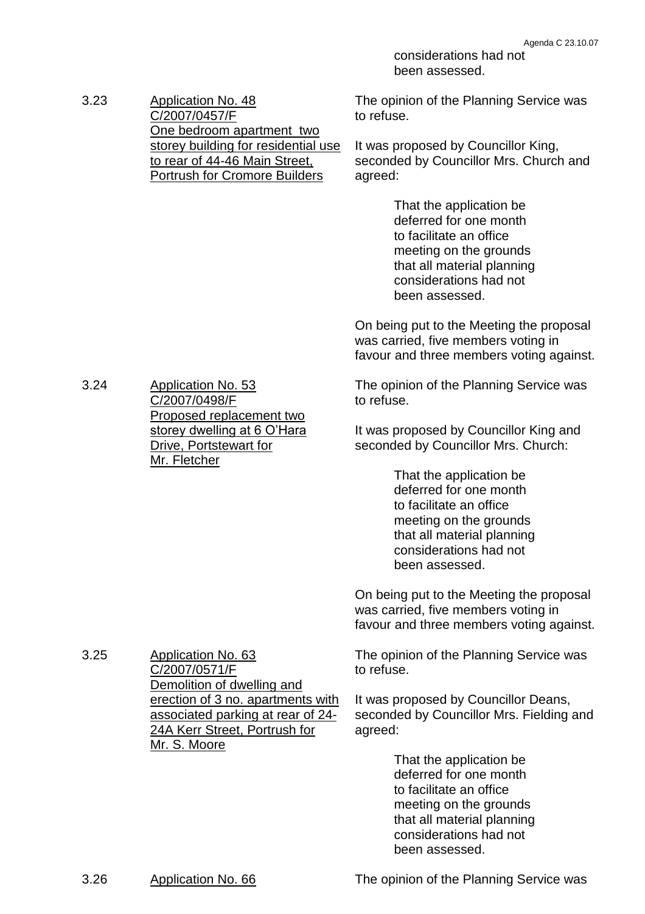considerations had not been assessed.

3.23 Application No. 48
C/2007/0457/F
One bedroom apartment two storey building for residential use to rear of 44-46 Main Street, Portrush for Cromore Builders

The opinion of the Planning Service was to refuse.

It was proposed by Councillor King, seconded by Councillor Mrs. Church and agreed:

> That the application be deferred for one month to facilitate an office meeting on the grounds that all material planning considerations had not been assessed.

On being put to the Meeting the proposal was carried, five members voting in favour and three members voting against.

3.24 Application No. 53
C/2007/0498/F
Proposed replacement two storey dwelling at 6 O'Hara Drive, Portstewart for Mr. Fletcher

The opinion of the Planning Service was to refuse.

It was proposed by Councillor King and seconded by Councillor Mrs. Church:

> That the application be deferred for one month to facilitate an office meeting on the grounds that all material planning considerations had not been assessed.

On being put to the Meeting the proposal was carried, five members voting in favour and three members voting against.

3.25 Application No. 63
C/2007/0571/F
Demolition of dwelling and erection of 3 no. apartments with associated parking at rear of 24-24A Kerr Street, Portrush for Mr. S. Moore

The opinion of the Planning Service was to refuse.

It was proposed by Councillor Deans, seconded by Councillor Mrs. Fielding and agreed:

> That the application be deferred for one month to facilitate an office meeting on the grounds that all material planning considerations had not been assessed.

3.26 Application No. 66

The opinion of the Planning Service was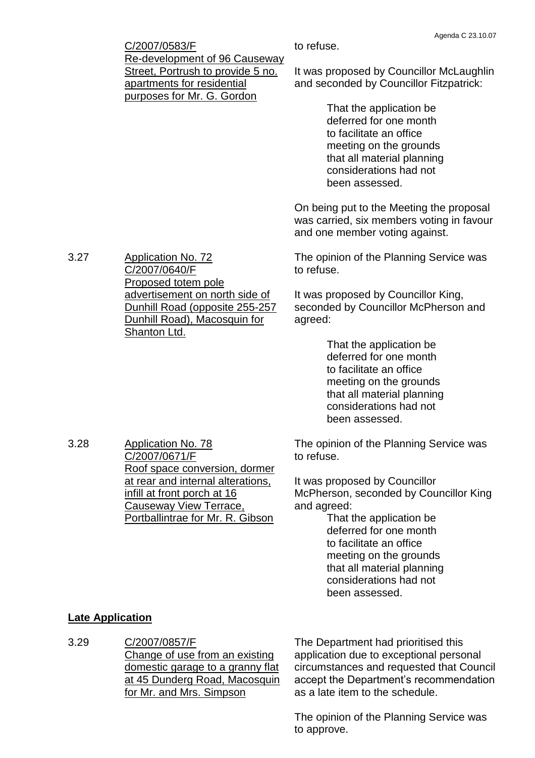C/2007/0583/F
Re-development of 96 Causeway Street, Portrush to provide 5 no. apartments for residential purposes for Mr. G. Gordon

to refuse.

It was proposed by Councillor McLaughlin and seconded by Councillor Fitzpatrick:

> That the application be deferred for one month to facilitate an office meeting on the grounds that all material planning considerations had not been assessed.

On being put to the Meeting the proposal was carried, six members voting in favour and one member voting against.

3.27 Application No. 72
C/2007/0640/F
Proposed totem pole advertisement on north side of Dunhill Road (opposite 255-257 Dunhill Road), Macosquin for Shanton Ltd.

The opinion of the Planning Service was to refuse.

It was proposed by Councillor King, seconded by Councillor McPherson and agreed:

> That the application be deferred for one month to facilitate an office meeting on the grounds that all material planning considerations had not been assessed.

3.28 Application No. 78
C/2007/0671/F
Roof space conversion, dormer at rear and internal alterations, infill at front porch at 16 Causeway View Terrace, Portballintrae for Mr. R. Gibson

The opinion of the Planning Service was to refuse.

It was proposed by Councillor McPherson, seconded by Councillor King and agreed:

> That the application be deferred for one month to facilitate an office meeting on the grounds that all material planning considerations had not been assessed.

**Late Application**

3.29 C/2007/0857/F
Change of use from an existing domestic garage to a granny flat at 45 Dunderg Road, Macosquin for Mr. and Mrs. Simpson

The Department had prioritised this application due to exceptional personal circumstances and requested that Council accept the Department's recommendation as a late item to the schedule.

The opinion of the Planning Service was to approve.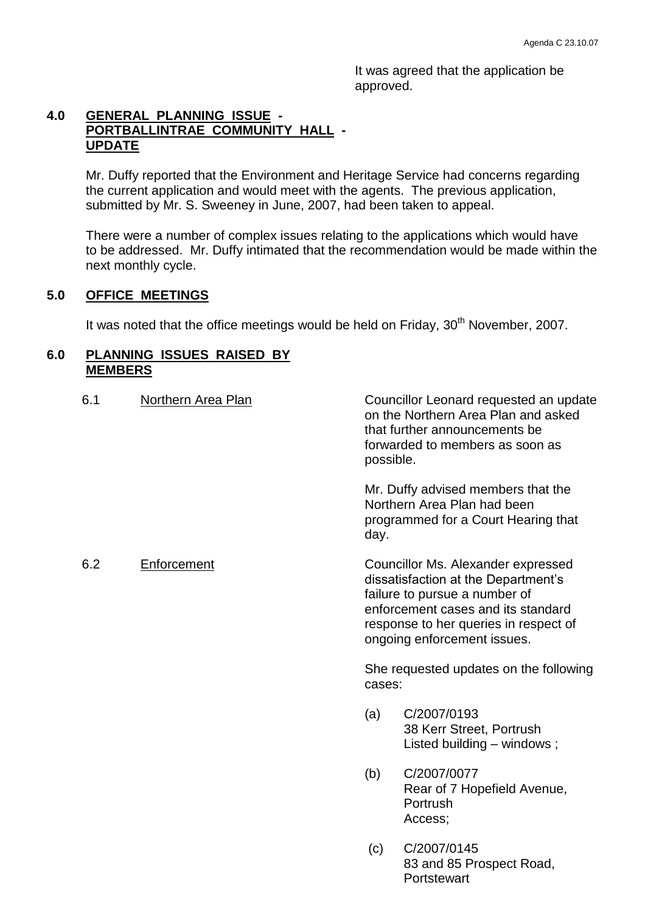It was agreed that the application be approved.

## 4.0 GENERAL PLANNING ISSUE - PORTBALLINTRAE COMMUNITY HALL - UPDATE

Mr. Duffy reported that the Environment and Heritage Service had concerns regarding the current application and would meet with the agents. The previous application, submitted by Mr. S. Sweeney in June, 2007, had been taken to appeal.

There were a number of complex issues relating to the applications which would have to be addressed. Mr. Duffy intimated that the recommendation would be made within the next monthly cycle.

## 5.0 OFFICE MEETINGS

It was noted that the office meetings would be held on Friday, 30th November, 2007.

## 6.0 PLANNING ISSUES RAISED BY MEMBERS

**6.1 Northern Area Plan**

Councillor Leonard requested an update on the Northern Area Plan and asked that further announcements be forwarded to members as soon as possible.

Mr. Duffy advised members that the Northern Area Plan had been programmed for a Court Hearing that day.

**6.2 Enforcement**

Councillor Ms. Alexander expressed dissatisfaction at the Department's failure to pursue a number of enforcement cases and its standard response to her queries in respect of ongoing enforcement issues.

She requested updates on the following cases:

(a) C/2007/0193
38 Kerr Street, Portrush
Listed building – windows ;

(b) C/2007/0077
Rear of 7 Hopefield Avenue, Portrush
Access;

(c) C/2007/0145
83 and 85 Prospect Road, Portstewart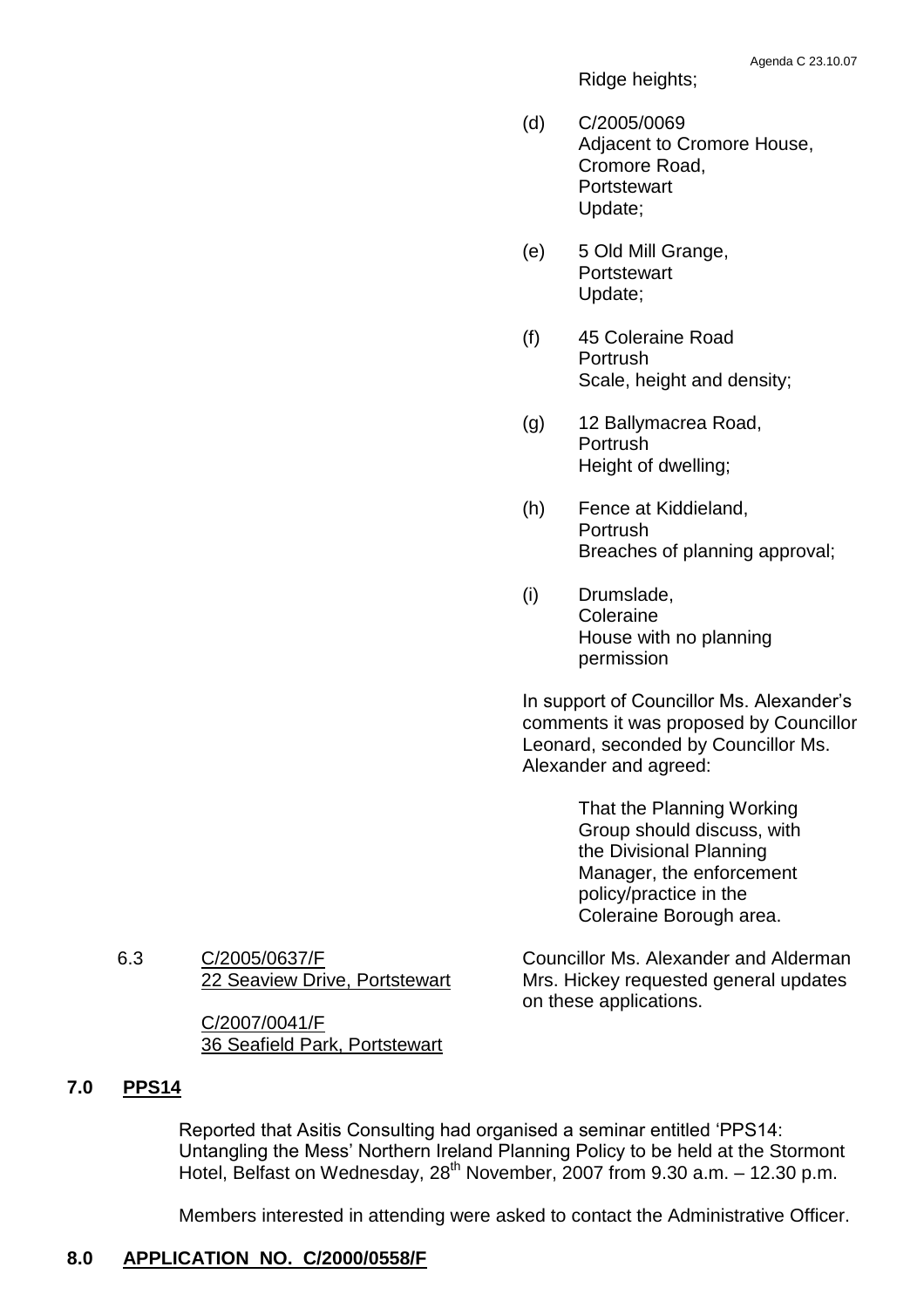Ridge heights;

(d) C/2005/0069
Adjacent to Cromore House,
Cromore Road,
Portstewart
Update;

(e) 5 Old Mill Grange,
Portstewart
Update;

(f) 45 Coleraine Road
Portrush
Scale, height and density;

(g) 12 Ballymacrea Road,
Portrush
Height of dwelling;

(h) Fence at Kiddieland,
Portrush
Breaches of planning approval;

(i) Drumslade,
Coleraine
House with no planning permission

In support of Councillor Ms. Alexander's comments it was proposed by Councillor Leonard, seconded by Councillor Ms. Alexander and agreed:

> That the Planning Working Group should discuss, with the Divisional Planning Manager, the enforcement policy/practice in the Coleraine Borough area.

6.3 <u>C/2005/0637/F</u>
<u>22 Seaview Drive, Portstewart</u>

<u>C/2007/0041/F</u>
<u>36 Seafield Park, Portstewart</u>

Councillor Ms. Alexander and Alderman Mrs. Hickey requested general updates on these applications.

## 7.0 PPS14

Reported that Asitis Consulting had organised a seminar entitled 'PPS14: Untangling the Mess' Northern Ireland Planning Policy to be held at the Stormont Hotel, Belfast on Wednesday, 28th November, 2007 from 9.30 a.m. – 12.30 p.m.

Members interested in attending were asked to contact the Administrative Officer.

## 8.0 APPLICATION NO. C/2000/0558/F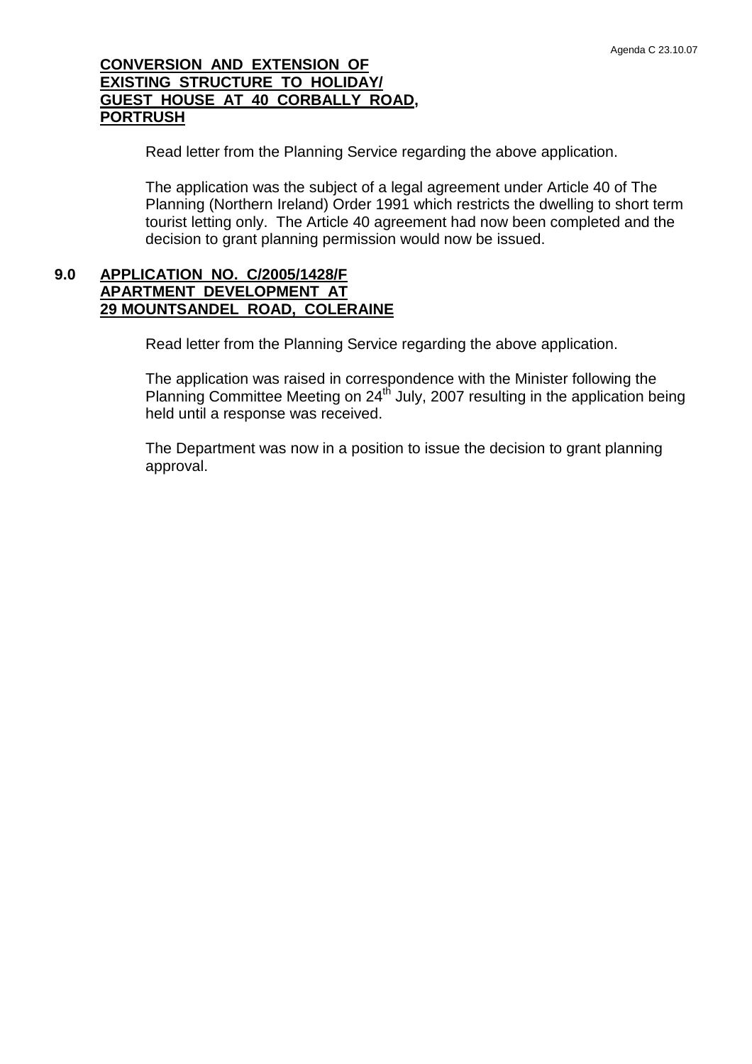**CONVERSION AND EXTENSION OF EXISTING STRUCTURE TO HOLIDAY/ GUEST HOUSE AT 40 CORBALLY ROAD, PORTRUSH**

Read letter from the Planning Service regarding the above application.

The application was the subject of a legal agreement under Article 40 of The Planning (Northern Ireland) Order 1991 which restricts the dwelling to short term tourist letting only. The Article 40 agreement had now been completed and the decision to grant planning permission would now be issued.

**9.0 APPLICATION NO. C/2005/1428/F APARTMENT DEVELOPMENT AT 29 MOUNTSANDEL ROAD, COLERAINE**

Read letter from the Planning Service regarding the above application.

The application was raised in correspondence with the Minister following the Planning Committee Meeting on 24th July, 2007 resulting in the application being held until a response was received.

The Department was now in a position to issue the decision to grant planning approval.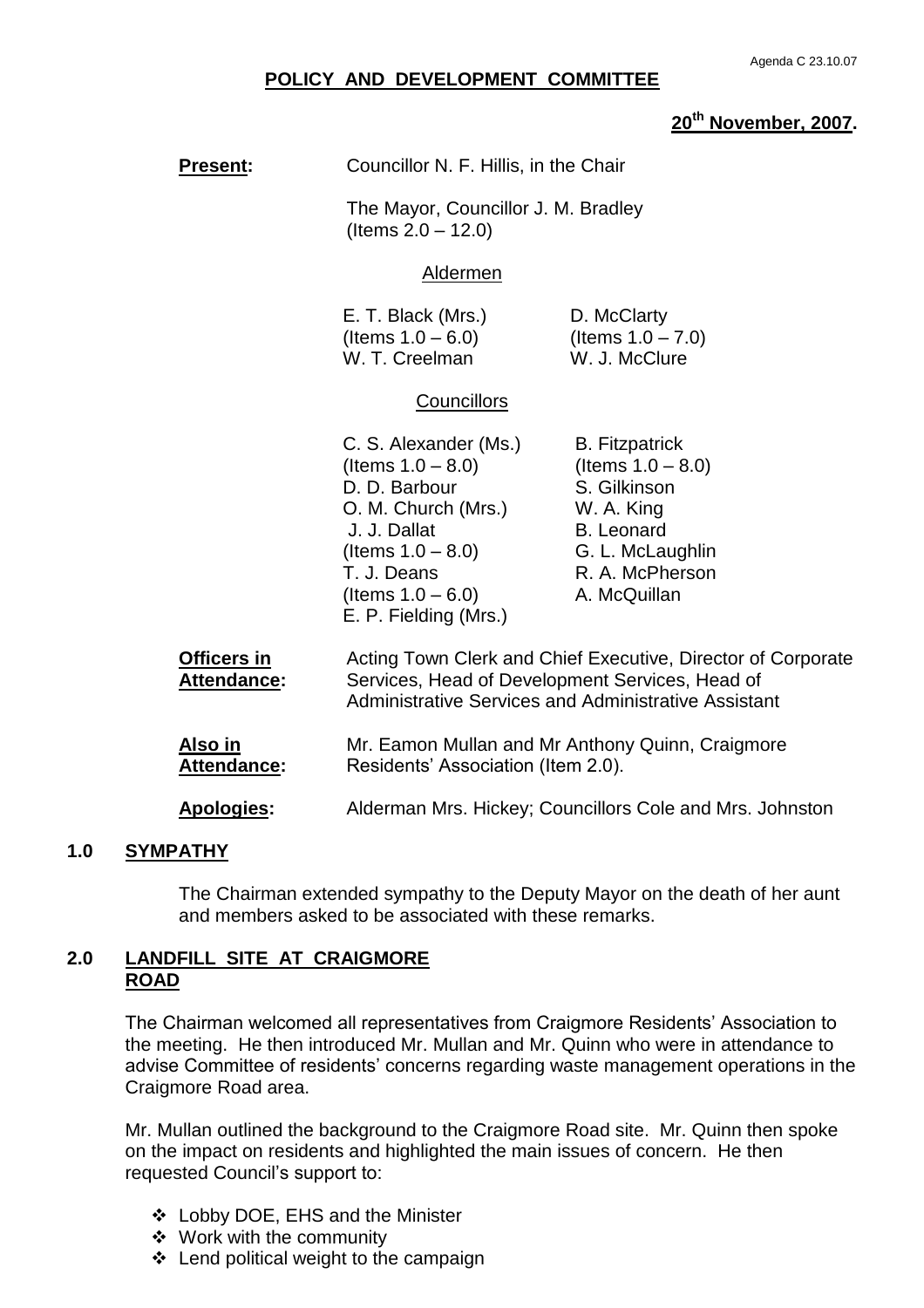Agenda C 23.10.07

# POLICY AND DEVELOPMENT COMMITTEE

**20th November, 2007.**

**Present:** Councillor N. F. Hillis, in the Chair

The Mayor, Councillor J. M. Bradley (Items 2.0 – 12.0)

Aldermen

| | |
|---|---|
| E. T. Black (Mrs.) (Items 1.0 – 6.0) | D. McClarty (Items 1.0 – 7.0) |
| W. T. Creelman | W. J. McClure |

Councillors

| | |
|---|---|
| C. S. Alexander (Ms.) (Items 1.0 – 8.0) | B. Fitzpatrick (Items 1.0 – 8.0) |
| D. D. Barbour | S. Gilkinson |
| O. M. Church (Mrs.) | W. A. King |
| J. J. Dallat (Items 1.0 – 8.0) | B. Leonard |
| T. J. Deans (Items 1.0 – 6.0) | G. L. McLaughlin |
| E. P. Fielding (Mrs.) | R. A. McPherson |
| | A. McQuillan |

**Officers in Attendance:** Acting Town Clerk and Chief Executive, Director of Corporate Services, Head of Development Services, Head of Administrative Services and Administrative Assistant

**Also in Attendance:** Mr. Eamon Mullan and Mr Anthony Quinn, Craigmore Residents' Association (Item 2.0).

**Apologies:** Alderman Mrs. Hickey; Councillors Cole and Mrs. Johnston

## 1.0 SYMPATHY

The Chairman extended sympathy to the Deputy Mayor on the death of her aunt and members asked to be associated with these remarks.

## 2.0 LANDFILL SITE AT CRAIGMORE ROAD

The Chairman welcomed all representatives from Craigmore Residents' Association to the meeting. He then introduced Mr. Mullan and Mr. Quinn who were in attendance to advise Committee of residents' concerns regarding waste management operations in the Craigmore Road area.

Mr. Mullan outlined the background to the Craigmore Road site. Mr. Quinn then spoke on the impact on residents and highlighted the main issues of concern. He then requested Council's support to:

- Lobby DOE, EHS and the Minister
- Work with the community
- Lend political weight to the campaign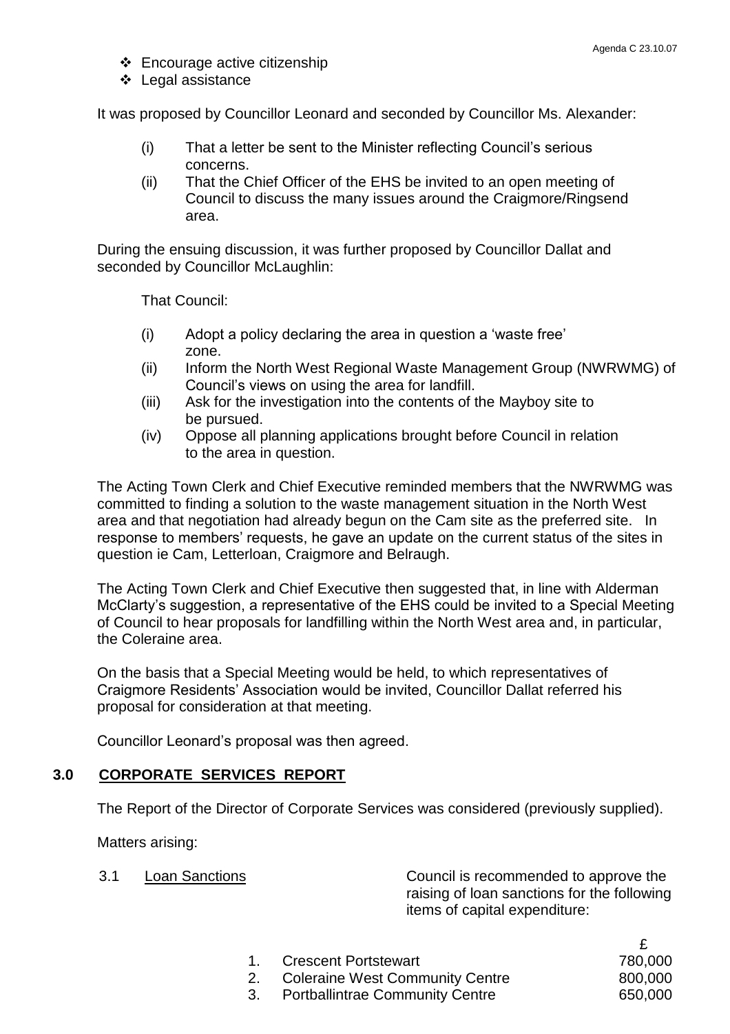- ❖ Encourage active citizenship
- ❖ Legal assistance

It was proposed by Councillor Leonard and seconded by Councillor Ms. Alexander:

(i) That a letter be sent to the Minister reflecting Council's serious concerns.

(ii) That the Chief Officer of the EHS be invited to an open meeting of Council to discuss the many issues around the Craigmore/Ringsend area.

During the ensuing discussion, it was further proposed by Councillor Dallat and seconded by Councillor McLaughlin:

That Council:

(i) Adopt a policy declaring the area in question a 'waste free' zone.

(ii) Inform the North West Regional Waste Management Group (NWRWMG) of Council's views on using the area for landfill.

(iii) Ask for the investigation into the contents of the Mayboy site to be pursued.

(iv) Oppose all planning applications brought before Council in relation to the area in question.

The Acting Town Clerk and Chief Executive reminded members that the NWRWMG was committed to finding a solution to the waste management situation in the North West area and that negotiation had already begun on the Cam site as the preferred site. In response to members' requests, he gave an update on the current status of the sites in question ie Cam, Letterloan, Craigmore and Belraugh.

The Acting Town Clerk and Chief Executive then suggested that, in line with Alderman McClarty's suggestion, a representative of the EHS could be invited to a Special Meeting of Council to hear proposals for landfilling within the North West area and, in particular, the Coleraine area.

On the basis that a Special Meeting would be held, to which representatives of Craigmore Residents' Association would be invited, Councillor Dallat referred his proposal for consideration at that meeting.

Councillor Leonard's proposal was then agreed.

## 3.0 CORPORATE SERVICES REPORT

The Report of the Director of Corporate Services was considered (previously supplied).

Matters arising:

3.1 Loan Sanctions

Council is recommended to approve the raising of loan sanctions for the following items of capital expenditure:

| | | £ |
|---|---|---|
| 1. | Crescent Portstewart | 780,000 |
| 2. | Coleraine West Community Centre | 800,000 |
| 3. | Portballintrae Community Centre | 650,000 |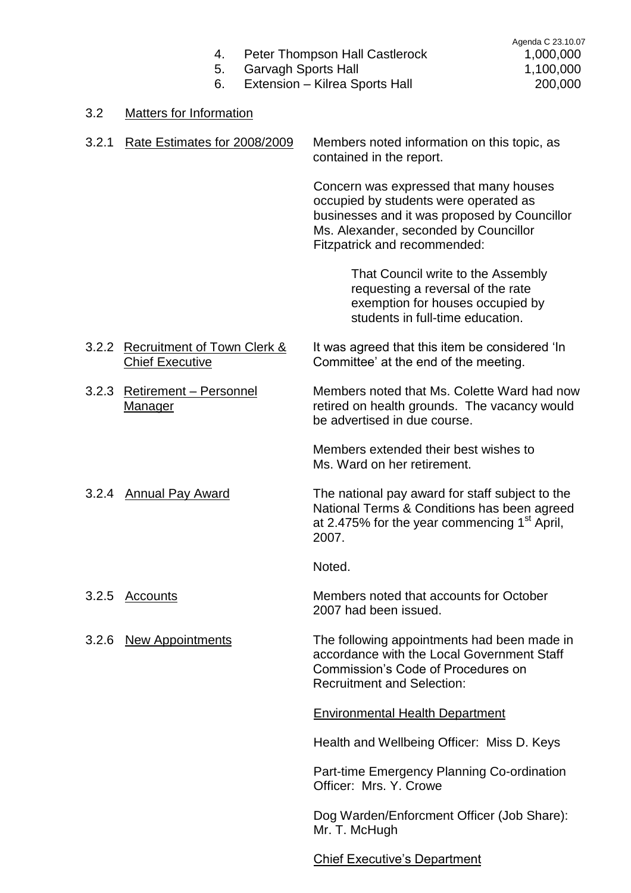4. Peter Thompson Hall Castlerock 1,000,000
5. Garvagh Sports Hall 1,100,000
6. Extension – Kilrea Sports Hall 200,000

3.2 Matters for Information

3.2.1 Rate Estimates for 2008/2009

Members noted information on this topic, as contained in the report.

Concern was expressed that many houses occupied by students were operated as businesses and it was proposed by Councillor Ms. Alexander, seconded by Councillor Fitzpatrick and recommended:

> That Council write to the Assembly requesting a reversal of the rate exemption for houses occupied by students in full-time education.

3.2.2 Recruitment of Town Clerk & Chief Executive

It was agreed that this item be considered 'In Committee' at the end of the meeting.

3.2.3 Retirement – Personnel Manager

Members noted that Ms. Colette Ward had now retired on health grounds. The vacancy would be advertised in due course.

Members extended their best wishes to Ms. Ward on her retirement.

3.2.4 Annual Pay Award

The national pay award for staff subject to the National Terms & Conditions has been agreed at 2.475% for the year commencing 1st April, 2007.

Noted.

3.2.5 Accounts

Members noted that accounts for October 2007 had been issued.

3.2.6 New Appointments

The following appointments had been made in accordance with the Local Government Staff Commission's Code of Procedures on Recruitment and Selection:

Environmental Health Department

Health and Wellbeing Officer: Miss D. Keys

Part-time Emergency Planning Co-ordination Officer: Mrs. Y. Crowe

Dog Warden/Enforcment Officer (Job Share): Mr. T. McHugh

Chief Executive's Department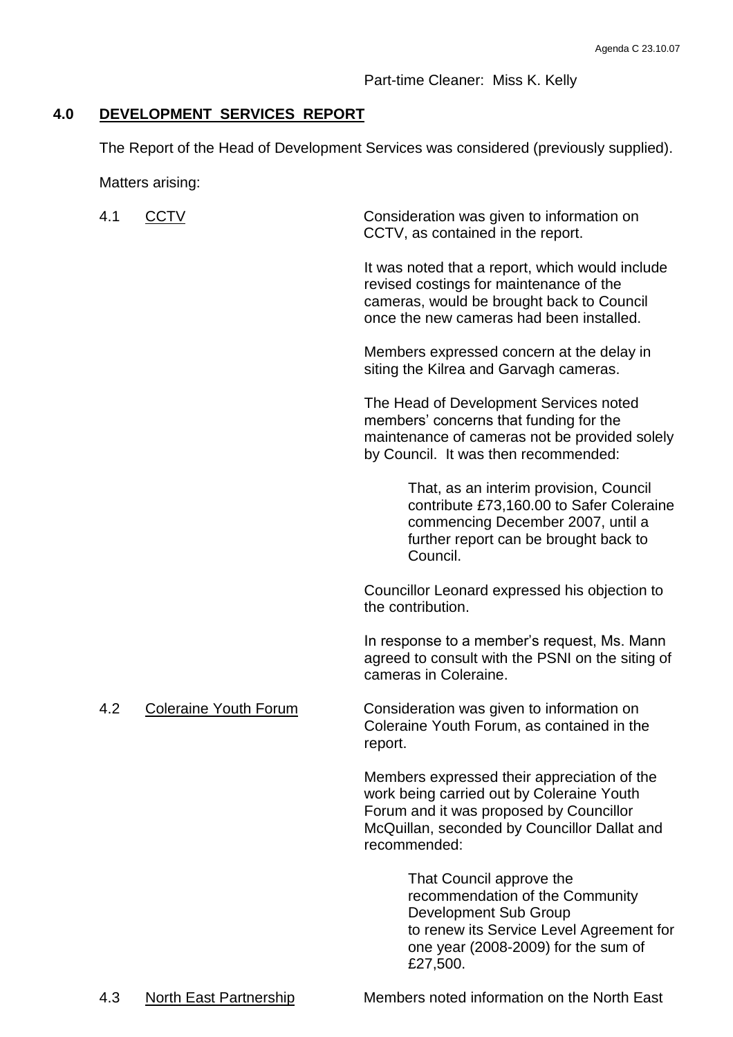Part-time Cleaner: Miss K. Kelly

## 4.0 DEVELOPMENT SERVICES REPORT

The Report of the Head of Development Services was considered (previously supplied).

Matters arising:

4.1 CCTV

Consideration was given to information on CCTV, as contained in the report.

It was noted that a report, which would include revised costings for maintenance of the cameras, would be brought back to Council once the new cameras had been installed.

Members expressed concern at the delay in siting the Kilrea and Garvagh cameras.

The Head of Development Services noted members' concerns that funding for the maintenance of cameras not be provided solely by Council. It was then recommended:

> That, as an interim provision, Council contribute £73,160.00 to Safer Coleraine commencing December 2007, until a further report can be brought back to Council.

Councillor Leonard expressed his objection to the contribution.

In response to a member's request, Ms. Mann agreed to consult with the PSNI on the siting of cameras in Coleraine.

4.2 Coleraine Youth Forum

Consideration was given to information on Coleraine Youth Forum, as contained in the report.

Members expressed their appreciation of the work being carried out by Coleraine Youth Forum and it was proposed by Councillor McQuillan, seconded by Councillor Dallat and recommended:

> That Council approve the recommendation of the Community Development Sub Group to renew its Service Level Agreement for one year (2008-2009) for the sum of £27,500.

4.3 North East Partnership

Members noted information on the North East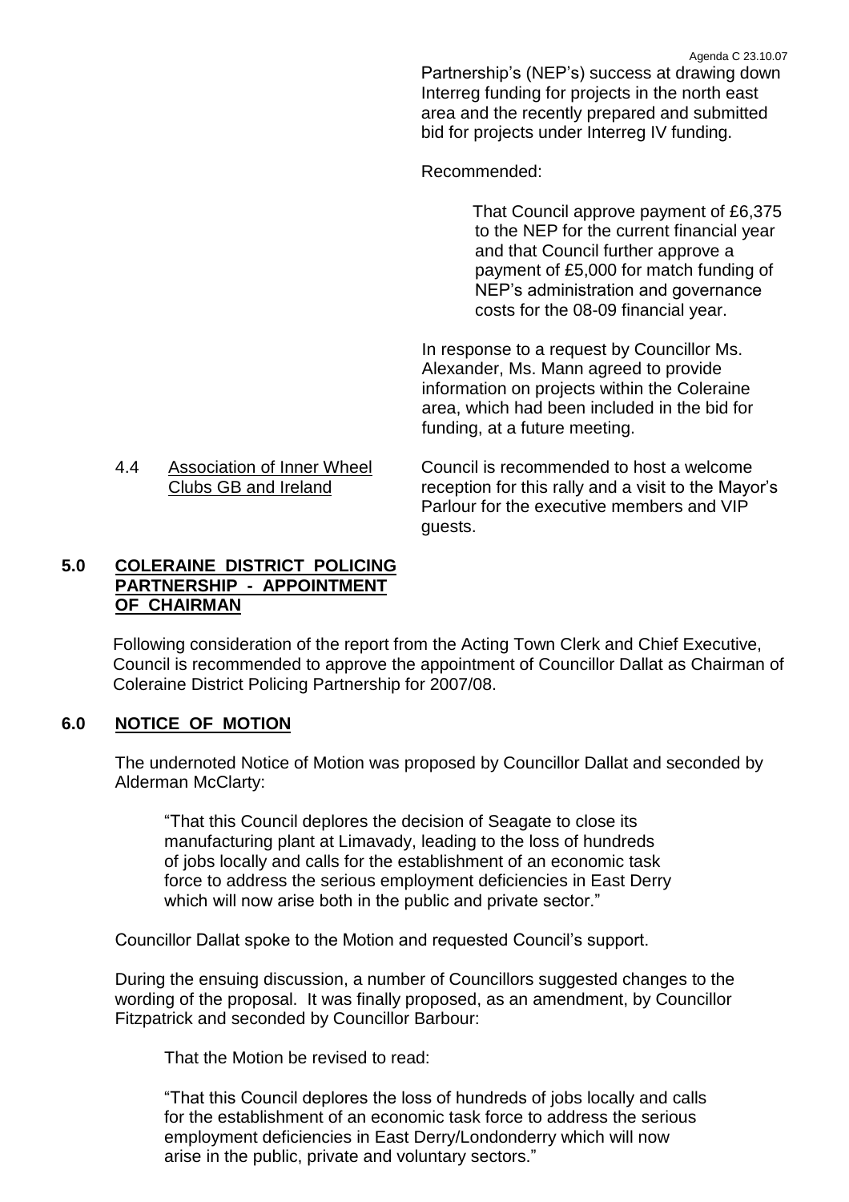Partnership's (NEP's) success at drawing down Interreg funding for projects in the north east area and the recently prepared and submitted bid for projects under Interreg IV funding.

Recommended:

> That Council approve payment of £6,375 to the NEP for the current financial year and that Council further approve a payment of £5,000 for match funding of NEP's administration and governance costs for the 08-09 financial year.

In response to a request by Councillor Ms. Alexander, Ms. Mann agreed to provide information on projects within the Coleraine area, which had been included in the bid for funding, at a future meeting.

4.4 Association of Inner Wheel Clubs GB and Ireland — Council is recommended to host a welcome reception for this rally and a visit to the Mayor's Parlour for the executive members and VIP guests.

## 5.0 COLERAINE DISTRICT POLICING PARTNERSHIP - APPOINTMENT OF CHAIRMAN

Following consideration of the report from the Acting Town Clerk and Chief Executive, Council is recommended to approve the appointment of Councillor Dallat as Chairman of Coleraine District Policing Partnership for 2007/08.

## 6.0 NOTICE OF MOTION

The undernoted Notice of Motion was proposed by Councillor Dallat and seconded by Alderman McClarty:

> "That this Council deplores the decision of Seagate to close its manufacturing plant at Limavady, leading to the loss of hundreds of jobs locally and calls for the establishment of an economic task force to address the serious employment deficiencies in East Derry which will now arise both in the public and private sector."

Councillor Dallat spoke to the Motion and requested Council's support.

During the ensuing discussion, a number of Councillors suggested changes to the wording of the proposal. It was finally proposed, as an amendment, by Councillor Fitzpatrick and seconded by Councillor Barbour:

> That the Motion be revised to read:
>
> "That this Council deplores the loss of hundreds of jobs locally and calls for the establishment of an economic task force to address the serious employment deficiencies in East Derry/Londonderry which will now arise in the public, private and voluntary sectors."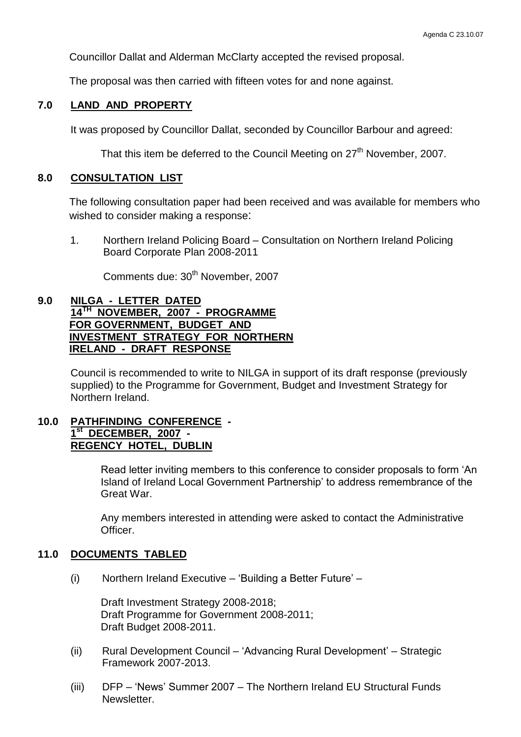Councillor Dallat and Alderman McClarty accepted the revised proposal.

The proposal was then carried with fifteen votes for and none against.

## 7.0 LAND AND PROPERTY

It was proposed by Councillor Dallat, seconded by Councillor Barbour and agreed:

That this item be deferred to the Council Meeting on 27th November, 2007.

## 8.0 CONSULTATION LIST

The following consultation paper had been received and was available for members who wished to consider making a response:

1. Northern Ireland Policing Board – Consultation on Northern Ireland Policing Board Corporate Plan 2008-2011

   Comments due: 30th November, 2007

## 9.0 NILGA - LETTER DATED 14TH NOVEMBER, 2007 - PROGRAMME FOR GOVERNMENT, BUDGET AND INVESTMENT STRATEGY FOR NORTHERN IRELAND - DRAFT RESPONSE

Council is recommended to write to NILGA in support of its draft response (previously supplied) to the Programme for Government, Budget and Investment Strategy for Northern Ireland.

## 10.0 PATHFINDING CONFERENCE - 1st DECEMBER, 2007 - REGENCY HOTEL, DUBLIN

Read letter inviting members to this conference to consider proposals to form 'An Island of Ireland Local Government Partnership' to address remembrance of the Great War.

Any members interested in attending were asked to contact the Administrative Officer.

## 11.0 DOCUMENTS TABLED

(i) Northern Ireland Executive – 'Building a Better Future' –

Draft Investment Strategy 2008-2018;
Draft Programme for Government 2008-2011;
Draft Budget 2008-2011.

(ii) Rural Development Council – 'Advancing Rural Development' – Strategic Framework 2007-2013.

(iii) DFP – 'News' Summer 2007 – The Northern Ireland EU Structural Funds Newsletter.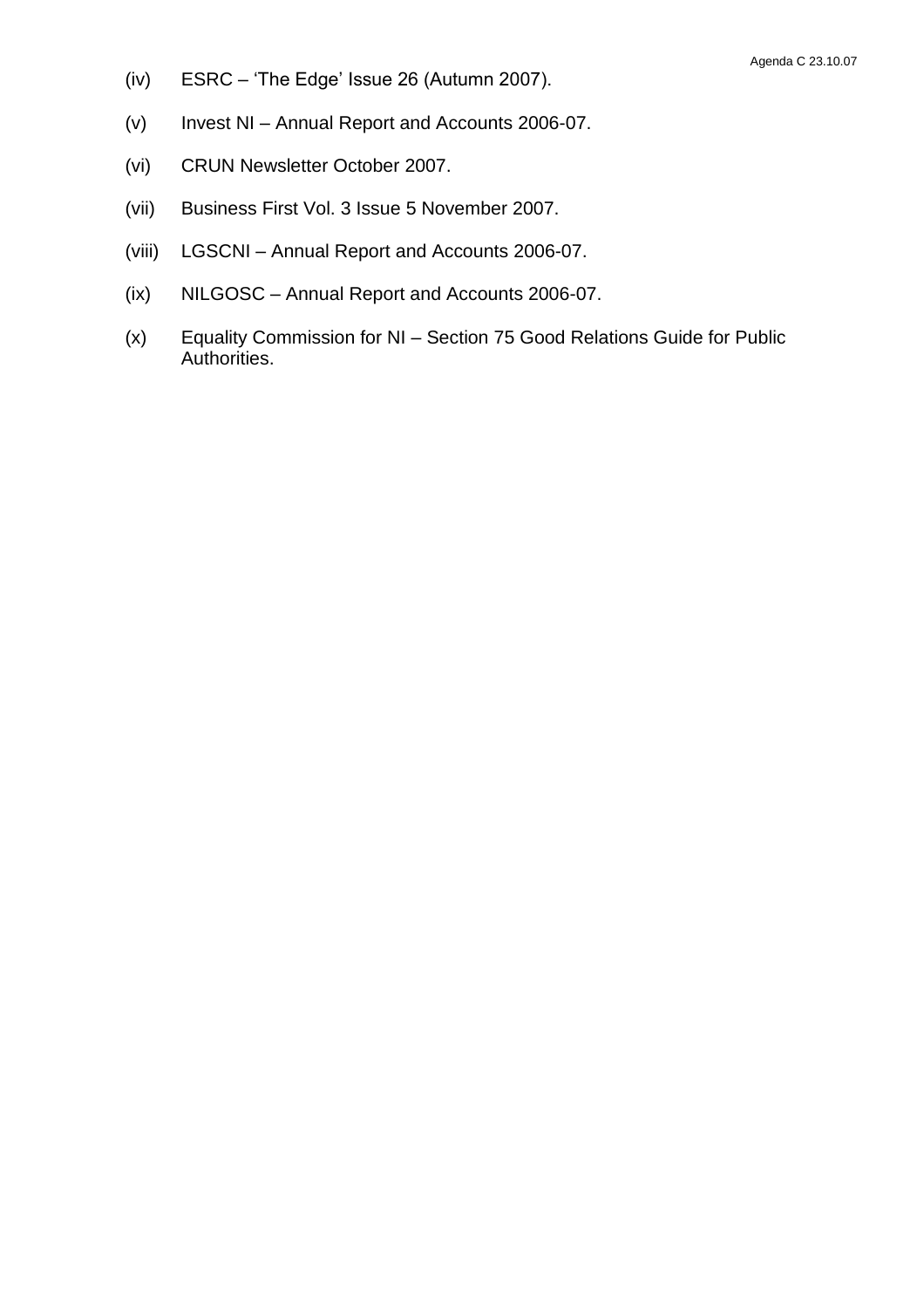(iv) ESRC – 'The Edge' Issue 26 (Autumn 2007).

(v) Invest NI – Annual Report and Accounts 2006-07.

(vi) CRUN Newsletter October 2007.

(vii) Business First Vol. 3 Issue 5 November 2007.

(viii) LGSCNI – Annual Report and Accounts 2006-07.

(ix) NILGOSC – Annual Report and Accounts 2006-07.

(x) Equality Commission for NI – Section 75 Good Relations Guide for Public Authorities.